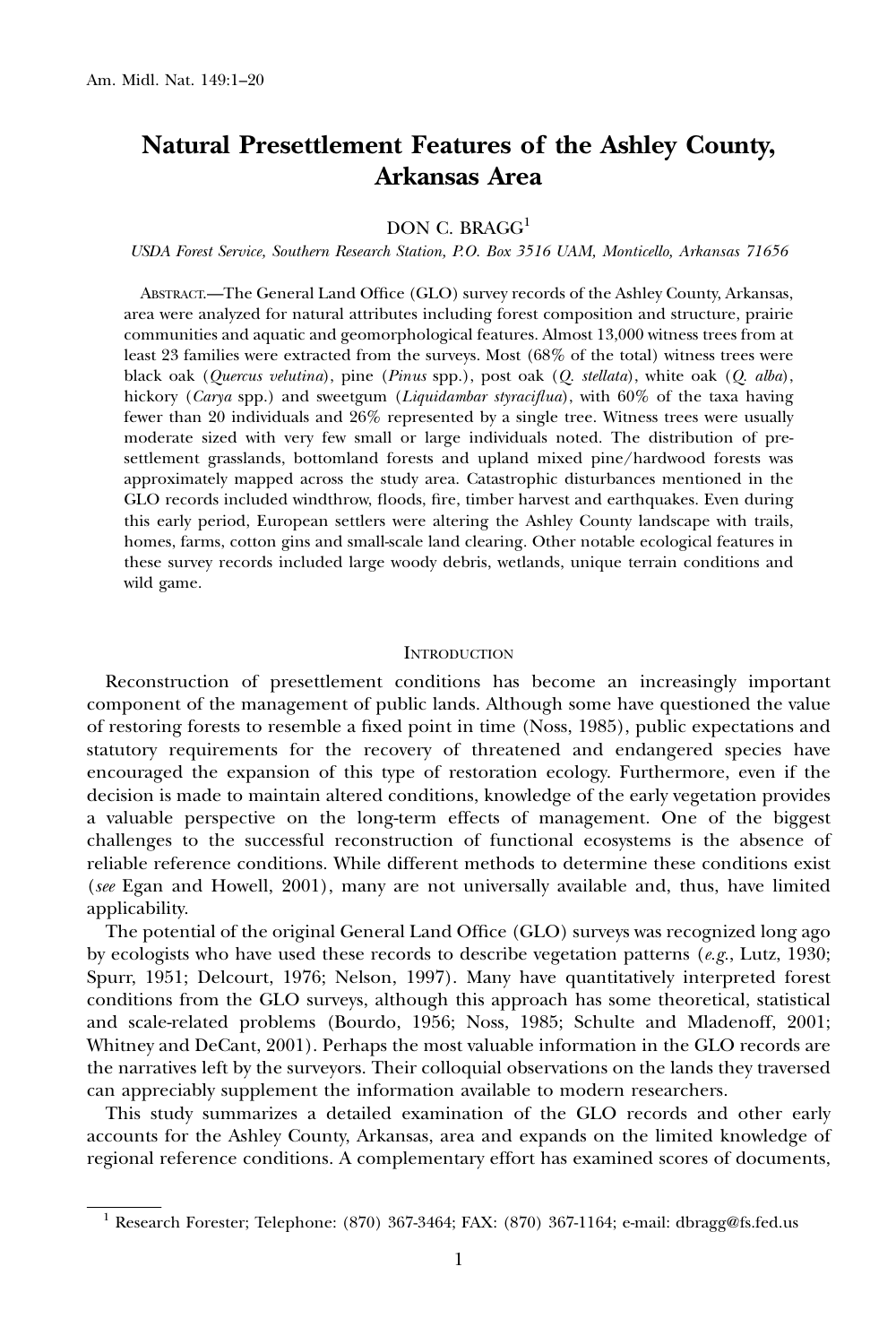# Natural Presettlement Features of the Ashley County, Arkansas Area

DON C. BRAGG[1]

*USDA Forest Service, Southern Research Station, P.O. Box 3516 UAM, Monticello, Arkansas 71656*

ABSTRACT.—The General Land Office (GLO) survey records of the Ashley County, Arkansas, area were analyzed for natural attributes including forest composition and structure, prairie communities and aquatic and geomorphological features. Almost 13,000 witness trees from at least 23 families were extracted from the surveys. Most (68% of the total) witness trees were black oak (*Quercus velutina*), pine (*Pinus* spp.), post oak (*Q. stellata*), white oak (*Q. alba*), hickory (*Carya* spp.) and sweetgum (*Liquidambar styraciflua*), with 60% of the taxa having fewer than 20 individuals and 26% represented by a single tree. Witness trees were usually moderate sized with very few small or large individuals noted. The distribution of presettlement grasslands, bottomland forests and upland mixed pine/hardwood forests was approximately mapped across the study area. Catastrophic disturbances mentioned in the GLO records included windthrow, floods, fire, timber harvest and earthquakes. Even during this early period, European settlers were altering the Ashley County landscape with trails, homes, farms, cotton gins and small-scale land clearing. Other notable ecological features in these survey records included large woody debris, wetlands, unique terrain conditions and wild game.

## INTRODUCTION

Reconstruction of presettlement conditions has become an increasingly important component of the management of public lands. Although some have questioned the value of restoring forests to resemble a fixed point in time (Noss, 1985), public expectations and statutory requirements for the recovery of threatened and endangered species have encouraged the expansion of this type of restoration ecology. Furthermore, even if the decision is made to maintain altered conditions, knowledge of the early vegetation provides a valuable perspective on the long-term effects of management. One of the biggest challenges to the successful reconstruction of functional ecosystems is the absence of reliable reference conditions. While different methods to determine these conditions exist (*see* Egan and Howell, 2001), many are not universally available and, thus, have limited applicability.

The potential of the original General Land Office (GLO) surveys was recognized long ago by ecologists who have used these records to describe vegetation patterns (*e.g.*, Lutz, 1930; Spurr, 1951; Delcourt, 1976; Nelson, 1997). Many have quantitatively interpreted forest conditions from the GLO surveys, although this approach has some theoretical, statistical and scale-related problems (Bourdo, 1956; Noss, 1985; Schulte and Mladenoff, 2001; Whitney and DeCant, 2001). Perhaps the most valuable information in the GLO records are the narratives left by the surveyors. Their colloquial observations on the lands they traversed can appreciably supplement the information available to modern researchers.

This study summarizes a detailed examination of the GLO records and other early accounts for the Ashley County, Arkansas, area and expands on the limited knowledge of regional reference conditions. A complementary effort has examined scores of documents,

---

[1] Research Forester; Telephone: (870) 367-3464; FAX: (870) 367-1164; e-mail: dbragg@fs.fed.us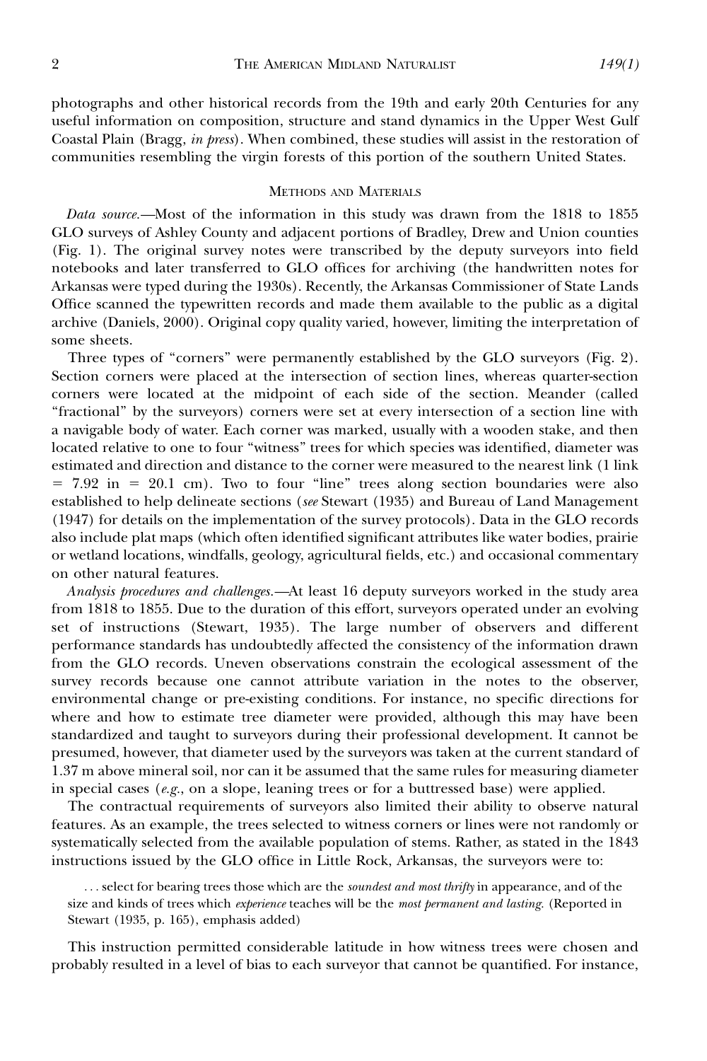photographs and other historical records from the 19th and early 20th Centuries for any useful information on composition, structure and stand dynamics in the Upper West Gulf Coastal Plain (Bragg, *in press*). When combined, these studies will assist in the restoration of communities resembling the virgin forests of this portion of the southern United States.

## METHODS AND MATERIALS

*Data source.*—Most of the information in this study was drawn from the 1818 to 1855 GLO surveys of Ashley County and adjacent portions of Bradley, Drew and Union counties (Fig. 1). The original survey notes were transcribed by the deputy surveyors into field notebooks and later transferred to GLO offices for archiving (the handwritten notes for Arkansas were typed during the 1930s). Recently, the Arkansas Commissioner of State Lands Office scanned the typewritten records and made them available to the public as a digital archive (Daniels, 2000). Original copy quality varied, however, limiting the interpretation of some sheets.

Three types of "corners" were permanently established by the GLO surveyors (Fig. 2). Section corners were placed at the intersection of section lines, whereas quarter-section corners were located at the midpoint of each side of the section. Meander (called "fractional" by the surveyors) corners were set at every intersection of a section line with a navigable body of water. Each corner was marked, usually with a wooden stake, and then located relative to one to four "witness" trees for which species was identified, diameter was estimated and direction and distance to the corner were measured to the nearest link (1 link = 7.92 in = 20.1 cm). Two to four "line" trees along section boundaries were also established to help delineate sections (*see* Stewart (1935) and Bureau of Land Management (1947) for details on the implementation of the survey protocols). Data in the GLO records also include plat maps (which often identified significant attributes like water bodies, prairie or wetland locations, windfalls, geology, agricultural fields, etc.) and occasional commentary on other natural features.

*Analysis procedures and challenges.*—At least 16 deputy surveyors worked in the study area from 1818 to 1855. Due to the duration of this effort, surveyors operated under an evolving set of instructions (Stewart, 1935). The large number of observers and different performance standards has undoubtedly affected the consistency of the information drawn from the GLO records. Uneven observations constrain the ecological assessment of the survey records because one cannot attribute variation in the notes to the observer, environmental change or pre-existing conditions. For instance, no specific directions for where and how to estimate tree diameter were provided, although this may have been standardized and taught to surveyors during their professional development. It cannot be presumed, however, that diameter used by the surveyors was taken at the current standard of 1.37 m above mineral soil, nor can it be assumed that the same rules for measuring diameter in special cases (*e.g.*, on a slope, leaning trees or for a buttressed base) were applied.

The contractual requirements of surveyors also limited their ability to observe natural features. As an example, the trees selected to witness corners or lines were not randomly or systematically selected from the available population of stems. Rather, as stated in the 1843 instructions issued by the GLO office in Little Rock, Arkansas, the surveyors were to:

> . . . select for bearing trees those which are the *soundest and most thrifty* in appearance, and of the size and kinds of trees which *experience* teaches will be the *most permanent and lasting*. (Reported in Stewart (1935, p. 165), emphasis added)

This instruction permitted considerable latitude in how witness trees were chosen and probably resulted in a level of bias to each surveyor that cannot be quantified. For instance,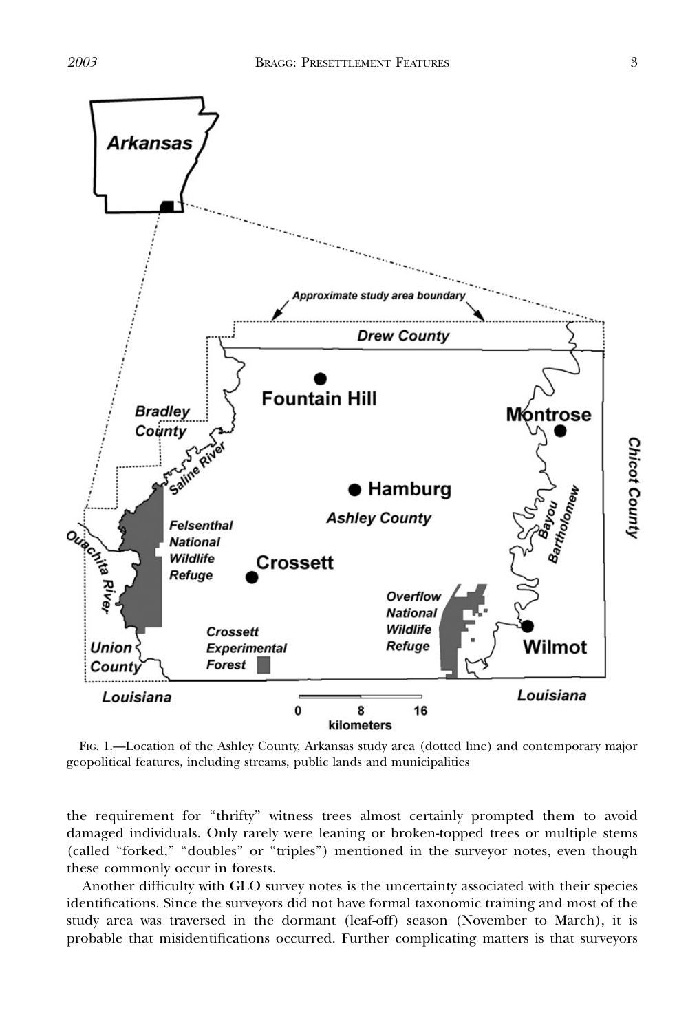FIG. 1.—Location of the Ashley County, Arkansas study area (dotted line) and contemporary major geopolitical features, including streams, public lands and municipalities

the requirement for "thrifty" witness trees almost certainly prompted them to avoid damaged individuals. Only rarely were leaning or broken-topped trees or multiple stems (called "forked," "doubles" or "triples") mentioned in the surveyor notes, even though these commonly occur in forests.

Another difficulty with GLO survey notes is the uncertainty associated with their species identifications. Since the surveyors did not have formal taxonomic training and most of the study area was traversed in the dormant (leaf-off) season (November to March), it is probable that misidentifications occurred. Further complicating matters is that surveyors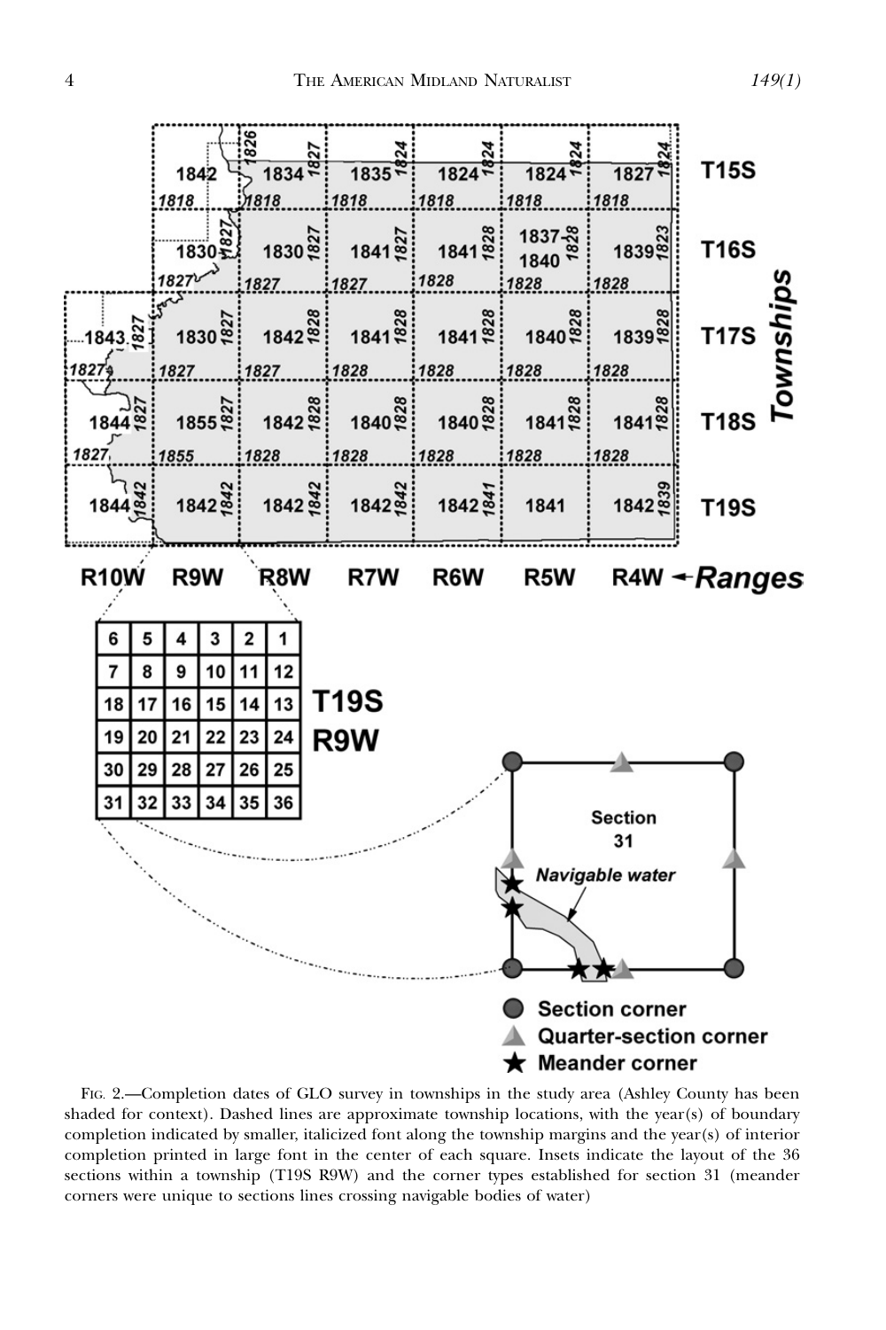FIG. 2.—Completion dates of GLO survey in townships in the study area (Ashley County has been shaded for context). Dashed lines are approximate township locations, with the year(s) of boundary completion indicated by smaller, italicized font along the township margins and the year(s) of interior completion printed in large font in the center of each square. Insets indicate the layout of the 36 sections within a township (T19S R9W) and the corner types established for section 31 (meander corners were unique to sections lines crossing navigable bodies of water)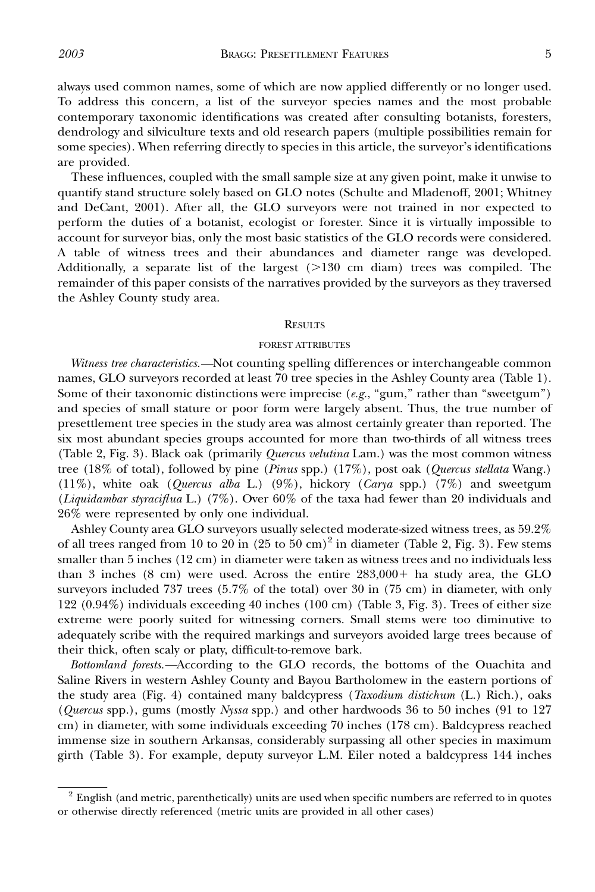always used common names, some of which are now applied differently or no longer used. To address this concern, a list of the surveyor species names and the most probable contemporary taxonomic identifications was created after consulting botanists, foresters, dendrology and silviculture texts and old research papers (multiple possibilities remain for some species). When referring directly to species in this article, the surveyor's identifications are provided.

These influences, coupled with the small sample size at any given point, make it unwise to quantify stand structure solely based on GLO notes (Schulte and Mladenoff, 2001; Whitney and DeCant, 2001). After all, the GLO surveyors were not trained in nor expected to perform the duties of a botanist, ecologist or forester. Since it is virtually impossible to account for surveyor bias, only the most basic statistics of the GLO records were considered. A table of witness trees and their abundances and diameter range was developed. Additionally, a separate list of the largest (>130 cm diam) trees was compiled. The remainder of this paper consists of the narratives provided by the surveyors as they traversed the Ashley County study area.

## Results

### Forest attributes

*Witness tree characteristics.*—Not counting spelling differences or interchangeable common names, GLO surveyors recorded at least 70 tree species in the Ashley County area (Table 1). Some of their taxonomic distinctions were imprecise (*e.g.*, "gum," rather than "sweetgum") and species of small stature or poor form were largely absent. Thus, the true number of presettlement tree species in the study area was almost certainly greater than reported. The six most abundant species groups accounted for more than two-thirds of all witness trees (Table 2, Fig. 3). Black oak (primarily *Quercus velutina* Lam.) was the most common witness tree (18% of total), followed by pine (*Pinus* spp.) (17%), post oak (*Quercus stellata* Wang.) (11%), white oak (*Quercus alba* L.) (9%), hickory (*Carya* spp.) (7%) and sweetgum (*Liquidambar styraciflua* L.) (7%). Over 60% of the taxa had fewer than 20 individuals and 26% were represented by only one individual.

Ashley County area GLO surveyors usually selected moderate-sized witness trees, as 59.2% of all trees ranged from 10 to 20 in (25 to 50 cm)[2] in diameter (Table 2, Fig. 3). Few stems smaller than 5 inches (12 cm) in diameter were taken as witness trees and no individuals less than 3 inches (8 cm) were used. Across the entire 283,000+ ha study area, the GLO surveyors included 737 trees (5.7% of the total) over 30 in (75 cm) in diameter, with only 122 (0.94%) individuals exceeding 40 inches (100 cm) (Table 3, Fig. 3). Trees of either size extreme were poorly suited for witnessing corners. Small stems were too diminutive to adequately scribe with the required markings and surveyors avoided large trees because of their thick, often scaly or platy, difficult-to-remove bark.

*Bottomland forests.*—According to the GLO records, the bottoms of the Ouachita and Saline Rivers in western Ashley County and Bayou Bartholomew in the eastern portions of the study area (Fig. 4) contained many baldcypress (*Taxodium distichum* (L.) Rich.), oaks (*Quercus* spp.), gums (mostly *Nyssa* spp.) and other hardwoods 36 to 50 inches (91 to 127 cm) in diameter, with some individuals exceeding 70 inches (178 cm). Baldcypress reached immense size in southern Arkansas, considerably surpassing all other species in maximum girth (Table 3). For example, deputy surveyor L.M. Eiler noted a baldcypress 144 inches

---

[2] English (and metric, parenthetically) units are used when specific numbers are referred to in quotes or otherwise directly referenced (metric units are provided in all other cases)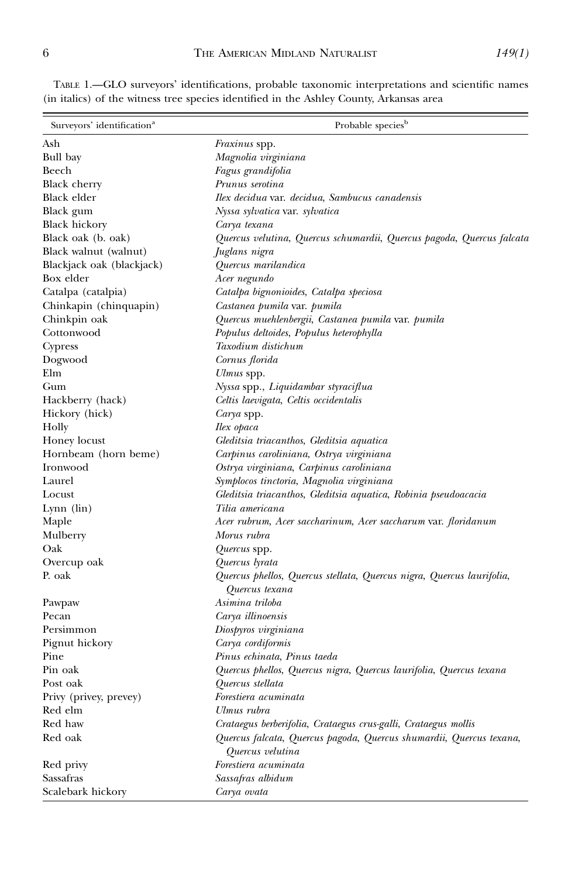TABLE 1.—GLO surveyors' identifications, probable taxonomic interpretations and scientific names (in italics) of the witness tree species identified in the Ashley County, Arkansas area

| Surveyors' identification[a] | Probable species[b] |
|---|---|
| Ash | *Fraxinus* spp. |
| Bull bay | *Magnolia virginiana* |
| Beech | *Fagus grandifolia* |
| Black cherry | *Prunus serotina* |
| Black elder | *Ilex decidua* var. *decidua*, *Sambucus canadensis* |
| Black gum | *Nyssa sylvatica* var. *sylvatica* |
| Black hickory | *Carya texana* |
| Black oak (b. oak) | *Quercus velutina*, *Quercus schumardii*, *Quercus pagoda*, *Quercus falcata* |
| Black walnut (walnut) | *Juglans nigra* |
| Blackjack oak (blackjack) | *Quercus marilandica* |
| Box elder | *Acer negundo* |
| Catalpa (catalpia) | *Catalpa bignonioides*, *Catalpa speciosa* |
| Chinkapin (chinquapin) | *Castanea pumila* var. *pumila* |
| Chinkpin oak | *Quercus muehlenbergii*, *Castanea pumila* var. *pumila* |
| Cottonwood | *Populus deltoides*, *Populus heterophylla* |
| Cypress | *Taxodium distichum* |
| Dogwood | *Cornus florida* |
| Elm | *Ulmus* spp. |
| Gum | *Nyssa* spp., *Liquidambar styraciflua* |
| Hackberry (hack) | *Celtis laevigata*, *Celtis occidentalis* |
| Hickory (hick) | *Carya* spp. |
| Holly | *Ilex opaca* |
| Honey locust | *Gleditsia triacanthos*, *Gleditsia aquatica* |
| Hornbeam (horn beme) | *Carpinus caroliniana*, *Ostrya virginiana* |
| Ironwood | *Ostrya virginiana*, *Carpinus caroliniana* |
| Laurel | *Symplocos tinctoria*, *Magnolia virginiana* |
| Locust | *Gleditsia triacanthos*, *Gleditsia aquatica*, *Robinia pseudoacacia* |
| Lynn (lin) | *Tilia americana* |
| Maple | *Acer rubrum*, *Acer saccharinum*, *Acer saccharum* var. *floridanum* |
| Mulberry | *Morus rubra* |
| Oak | *Quercus* spp. |
| Overcup oak | *Quercus lyrata* |
| P. oak | *Quercus phellos*, *Quercus stellata*, *Quercus nigra*, *Quercus laurifolia*, *Quercus texana* |
| Pawpaw | *Asimina triloba* |
| Pecan | *Carya illinoensis* |
| Persimmon | *Diospyros virginiana* |
| Pignut hickory | *Carya cordiformis* |
| Pine | *Pinus echinata*, *Pinus taeda* |
| Pin oak | *Quercus phellos*, *Quercus nigra*, *Quercus laurifolia*, *Quercus texana* |
| Post oak | *Quercus stellata* |
| Privy (privey, prevey) | *Forestiera acuminata* |
| Red elm | *Ulmus rubra* |
| Red haw | *Crataegus berberifolia*, *Crataegus crus-galli*, *Crataegus mollis* |
| Red oak | *Quercus falcata*, *Quercus pagoda*, *Quercus shumardii*, *Quercus texana*, *Quercus velutina* |
| Red privy | *Forestiera acuminata* |
| Sassafras | *Sassafras albidum* |
| Scalebark hickory | *Carya ovata* |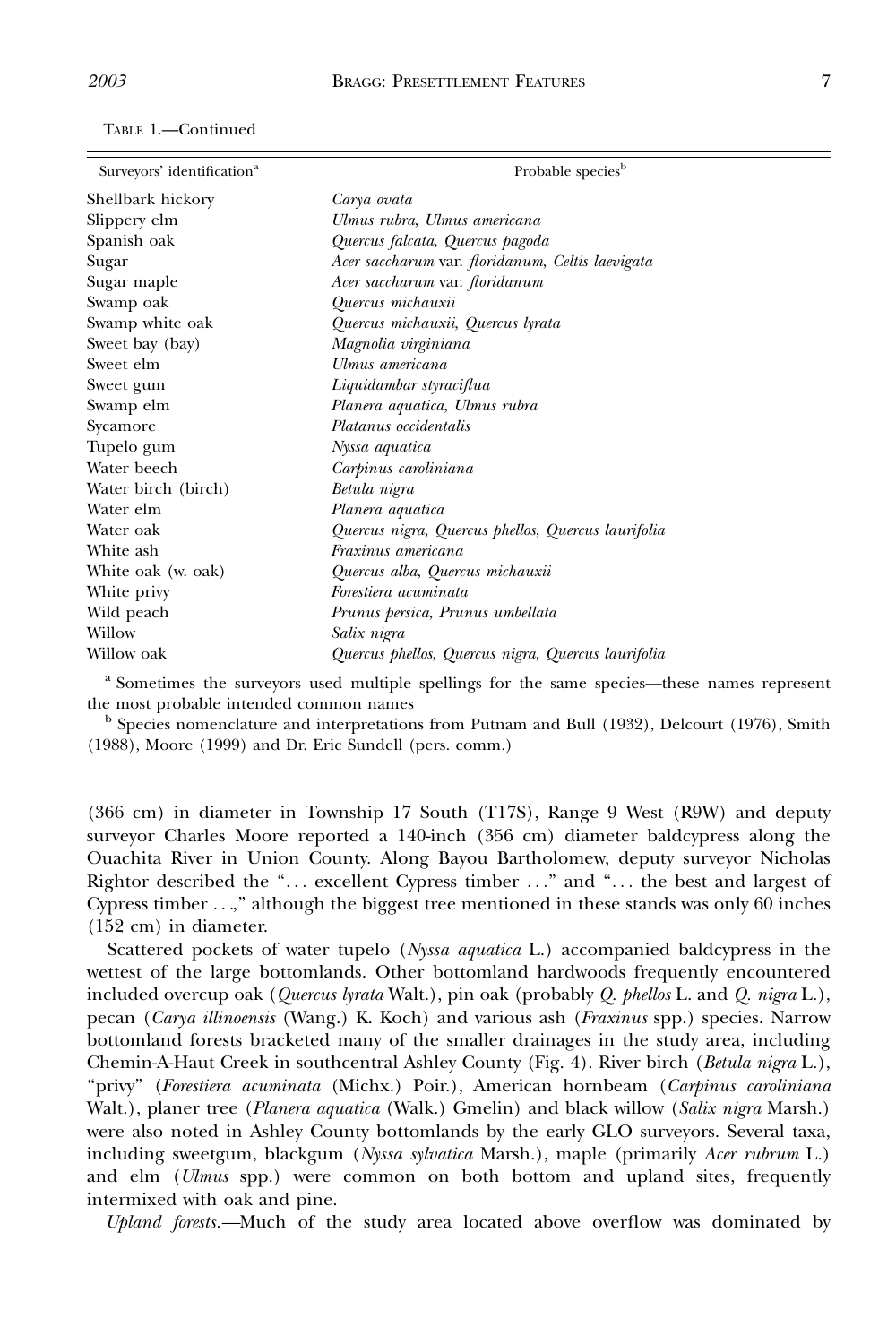TABLE 1.—Continued

| Surveyors' identification[a] | Probable species[b] |
|---|---|
| Shellbark hickory | *Carya ovata* |
| Slippery elm | *Ulmus rubra, Ulmus americana* |
| Spanish oak | *Quercus falcata, Quercus pagoda* |
| Sugar | *Acer saccharum* var. *floridanum, Celtis laevigata* |
| Sugar maple | *Acer saccharum* var. *floridanum* |
| Swamp oak | *Quercus michauxii* |
| Swamp white oak | *Quercus michauxii, Quercus lyrata* |
| Sweet bay (bay) | *Magnolia virginiana* |
| Sweet elm | *Ulmus americana* |
| Sweet gum | *Liquidambar styraciflua* |
| Swamp elm | *Planera aquatica, Ulmus rubra* |
| Sycamore | *Platanus occidentalis* |
| Tupelo gum | *Nyssa aquatica* |
| Water beech | *Carpinus caroliniana* |
| Water birch (birch) | *Betula nigra* |
| Water elm | *Planera aquatica* |
| Water oak | *Quercus nigra, Quercus phellos, Quercus laurifolia* |
| White ash | *Fraxinus americana* |
| White oak (w. oak) | *Quercus alba, Quercus michauxii* |
| White privy | *Forestiera acuminata* |
| Wild peach | *Prunus persica, Prunus umbellata* |
| Willow | *Salix nigra* |
| Willow oak | *Quercus phellos, Quercus nigra, Quercus laurifolia* |

[a] Sometimes the surveyors used multiple spellings for the same species—these names represent the most probable intended common names

[b] Species nomenclature and interpretations from Putnam and Bull (1932), Delcourt (1976), Smith (1988), Moore (1999) and Dr. Eric Sundell (pers. comm.)

(366 cm) in diameter in Township 17 South (T17S), Range 9 West (R9W) and deputy surveyor Charles Moore reported a 140-inch (356 cm) diameter baldcypress along the Ouachita River in Union County. Along Bayou Bartholomew, deputy surveyor Nicholas Rightor described the "... excellent Cypress timber ..." and "... the best and largest of Cypress timber ...," although the biggest tree mentioned in these stands was only 60 inches (152 cm) in diameter.

Scattered pockets of water tupelo (*Nyssa aquatica* L.) accompanied baldcypress in the wettest of the large bottomlands. Other bottomland hardwoods frequently encountered included overcup oak (*Quercus lyrata* Walt.), pin oak (probably *Q. phellos* L. and *Q. nigra* L.), pecan (*Carya illinoensis* (Wang.) K. Koch) and various ash (*Fraxinus* spp.) species. Narrow bottomland forests bracketed many of the smaller drainages in the study area, including Chemin-A-Haut Creek in southcentral Ashley County (Fig. 4). River birch (*Betula nigra* L.), "privy" (*Forestiera acuminata* (Michx.) Poir.), American hornbeam (*Carpinus caroliniana* Walt.), planer tree (*Planera aquatica* (Walk.) Gmelin) and black willow (*Salix nigra* Marsh.) were also noted in Ashley County bottomlands by the early GLO surveyors. Several taxa, including sweetgum, blackgum (*Nyssa sylvatica* Marsh.), maple (primarily *Acer rubrum* L.) and elm (*Ulmus* spp.) were common on both bottom and upland sites, frequently intermixed with oak and pine.

*Upland forests.*—Much of the study area located above overflow was dominated by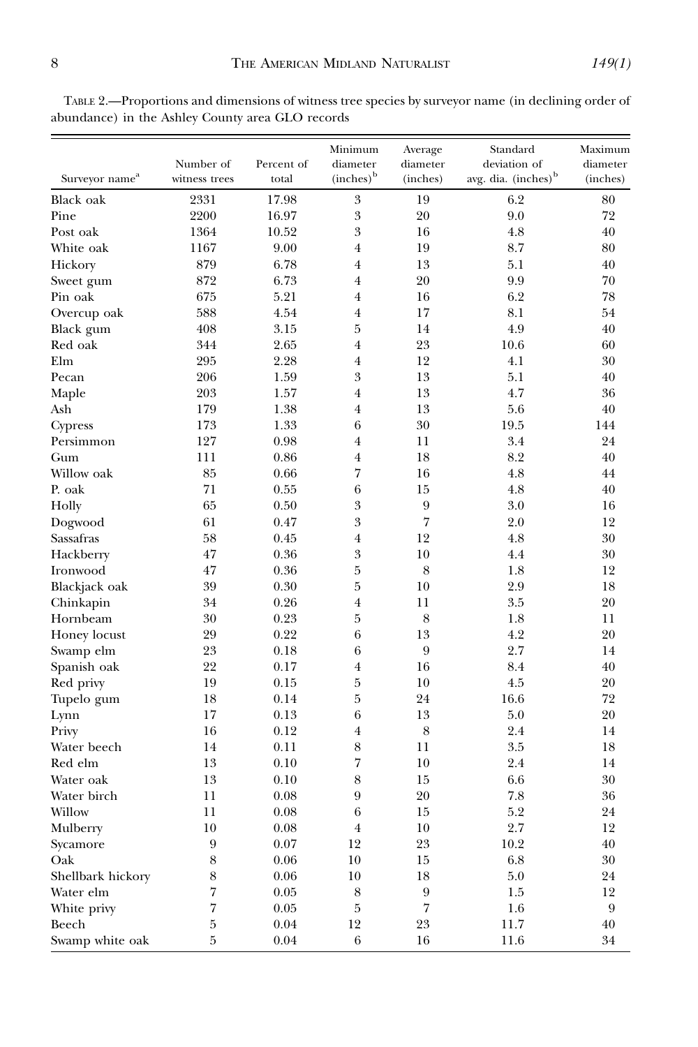TABLE 2.—Proportions and dimensions of witness tree species by surveyor name (in declining order of abundance) in the Ashley County area GLO records

| Surveyor name[a] | Number of witness trees | Percent of total | Minimum diameter (inches)[b] | Average diameter (inches) | Standard deviation of avg. dia. (inches)[b] | Maximum diameter (inches) |
|---|---|---|---|---|---|---|
| Black oak | 2331 | 17.98 | 3 | 19 | 6.2 | 80 |
| Pine | 2200 | 16.97 | 3 | 20 | 9.0 | 72 |
| Post oak | 1364 | 10.52 | 3 | 16 | 4.8 | 40 |
| White oak | 1167 | 9.00 | 4 | 19 | 8.7 | 80 |
| Hickory | 879 | 6.78 | 4 | 13 | 5.1 | 40 |
| Sweet gum | 872 | 6.73 | 4 | 20 | 9.9 | 70 |
| Pin oak | 675 | 5.21 | 4 | 16 | 6.2 | 78 |
| Overcup oak | 588 | 4.54 | 4 | 17 | 8.1 | 54 |
| Black gum | 408 | 3.15 | 5 | 14 | 4.9 | 40 |
| Red oak | 344 | 2.65 | 4 | 23 | 10.6 | 60 |
| Elm | 295 | 2.28 | 4 | 12 | 4.1 | 30 |
| Pecan | 206 | 1.59 | 3 | 13 | 5.1 | 40 |
| Maple | 203 | 1.57 | 4 | 13 | 4.7 | 36 |
| Ash | 179 | 1.38 | 4 | 13 | 5.6 | 40 |
| Cypress | 173 | 1.33 | 6 | 30 | 19.5 | 144 |
| Persimmon | 127 | 0.98 | 4 | 11 | 3.4 | 24 |
| Gum | 111 | 0.86 | 4 | 18 | 8.2 | 40 |
| Willow oak | 85 | 0.66 | 7 | 16 | 4.8 | 44 |
| P. oak | 71 | 0.55 | 6 | 15 | 4.8 | 40 |
| Holly | 65 | 0.50 | 3 | 9 | 3.0 | 16 |
| Dogwood | 61 | 0.47 | 3 | 7 | 2.0 | 12 |
| Sassafras | 58 | 0.45 | 4 | 12 | 4.8 | 30 |
| Hackberry | 47 | 0.36 | 3 | 10 | 4.4 | 30 |
| Ironwood | 47 | 0.36 | 5 | 8 | 1.8 | 12 |
| Blackjack oak | 39 | 0.30 | 5 | 10 | 2.9 | 18 |
| Chinkapin | 34 | 0.26 | 4 | 11 | 3.5 | 20 |
| Hornbeam | 30 | 0.23 | 5 | 8 | 1.8 | 11 |
| Honey locust | 29 | 0.22 | 6 | 13 | 4.2 | 20 |
| Swamp elm | 23 | 0.18 | 6 | 9 | 2.7 | 14 |
| Spanish oak | 22 | 0.17 | 4 | 16 | 8.4 | 40 |
| Red privy | 19 | 0.15 | 5 | 10 | 4.5 | 20 |
| Tupelo gum | 18 | 0.14 | 5 | 24 | 16.6 | 72 |
| Lynn | 17 | 0.13 | 6 | 13 | 5.0 | 20 |
| Privy | 16 | 0.12 | 4 | 8 | 2.4 | 14 |
| Water beech | 14 | 0.11 | 8 | 11 | 3.5 | 18 |
| Red elm | 13 | 0.10 | 7 | 10 | 2.4 | 14 |
| Water oak | 13 | 0.10 | 8 | 15 | 6.6 | 30 |
| Water birch | 11 | 0.08 | 9 | 20 | 7.8 | 36 |
| Willow | 11 | 0.08 | 6 | 15 | 5.2 | 24 |
| Mulberry | 10 | 0.08 | 4 | 10 | 2.7 | 12 |
| Sycamore | 9 | 0.07 | 12 | 23 | 10.2 | 40 |
| Oak | 8 | 0.06 | 10 | 15 | 6.8 | 30 |
| Shellbark hickory | 8 | 0.06 | 10 | 18 | 5.0 | 24 |
| Water elm | 7 | 0.05 | 8 | 9 | 1.5 | 12 |
| White privy | 7 | 0.05 | 5 | 7 | 1.6 | 9 |
| Beech | 5 | 0.04 | 12 | 23 | 11.7 | 40 |
| Swamp white oak | 5 | 0.04 | 6 | 16 | 11.6 | 34 |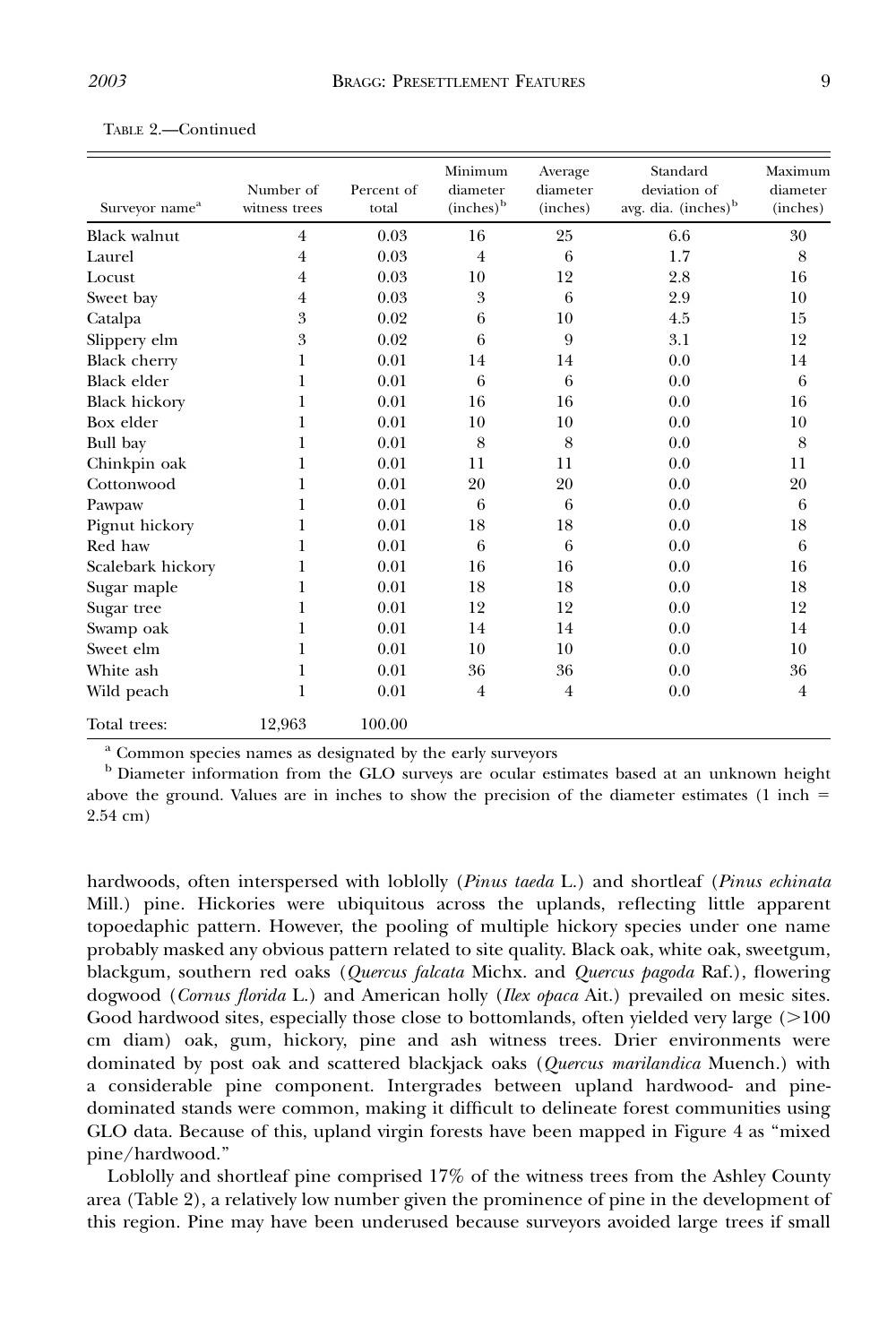TABLE 2.—Continued

| Surveyor name[a] | Number of witness trees | Percent of total | Minimum diameter (inches)[b] | Average diameter (inches) | Standard deviation of avg. dia. (inches)[b] | Maximum diameter (inches) |
|---|---|---|---|---|---|---|
| Black walnut | 4 | 0.03 | 16 | 25 | 6.6 | 30 |
| Laurel | 4 | 0.03 | 4 | 6 | 1.7 | 8 |
| Locust | 4 | 0.03 | 10 | 12 | 2.8 | 16 |
| Sweet bay | 4 | 0.03 | 3 | 6 | 2.9 | 10 |
| Catalpa | 3 | 0.02 | 6 | 10 | 4.5 | 15 |
| Slippery elm | 3 | 0.02 | 6 | 9 | 3.1 | 12 |
| Black cherry | 1 | 0.01 | 14 | 14 | 0.0 | 14 |
| Black elder | 1 | 0.01 | 6 | 6 | 0.0 | 6 |
| Black hickory | 1 | 0.01 | 16 | 16 | 0.0 | 16 |
| Box elder | 1 | 0.01 | 10 | 10 | 0.0 | 10 |
| Bull bay | 1 | 0.01 | 8 | 8 | 0.0 | 8 |
| Chinkpin oak | 1 | 0.01 | 11 | 11 | 0.0 | 11 |
| Cottonwood | 1 | 0.01 | 20 | 20 | 0.0 | 20 |
| Pawpaw | 1 | 0.01 | 6 | 6 | 0.0 | 6 |
| Pignut hickory | 1 | 0.01 | 18 | 18 | 0.0 | 18 |
| Red haw | 1 | 0.01 | 6 | 6 | 0.0 | 6 |
| Scalebark hickory | 1 | 0.01 | 16 | 16 | 0.0 | 16 |
| Sugar maple | 1 | 0.01 | 18 | 18 | 0.0 | 18 |
| Sugar tree | 1 | 0.01 | 12 | 12 | 0.0 | 12 |
| Swamp oak | 1 | 0.01 | 14 | 14 | 0.0 | 14 |
| Sweet elm | 1 | 0.01 | 10 | 10 | 0.0 | 10 |
| White ash | 1 | 0.01 | 36 | 36 | 0.0 | 36 |
| Wild peach | 1 | 0.01 | 4 | 4 | 0.0 | 4 |
| Total trees: | 12,963 | 100.00 | | | | |

[a] Common species names as designated by the early surveyors

[b] Diameter information from the GLO surveys are ocular estimates based at an unknown height above the ground. Values are in inches to show the precision of the diameter estimates (1 inch = 2.54 cm)

hardwoods, often interspersed with loblolly (*Pinus taeda* L.) and shortleaf (*Pinus echinata* Mill.) pine. Hickories were ubiquitous across the uplands, reflecting little apparent topoedaphic pattern. However, the pooling of multiple hickory species under one name probably masked any obvious pattern related to site quality. Black oak, white oak, sweetgum, blackgum, southern red oaks (*Quercus falcata* Michx. and *Quercus pagoda* Raf.), flowering dogwood (*Cornus florida* L.) and American holly (*Ilex opaca* Ait.) prevailed on mesic sites. Good hardwood sites, especially those close to bottomlands, often yielded very large (>100 cm diam) oak, gum, hickory, pine and ash witness trees. Drier environments were dominated by post oak and scattered blackjack oaks (*Quercus marilandica* Muench.) with a considerable pine component. Intergrades between upland hardwood- and pine-dominated stands were common, making it difficult to delineate forest communities using GLO data. Because of this, upland virgin forests have been mapped in Figure 4 as "mixed pine/hardwood."

Loblolly and shortleaf pine comprised 17% of the witness trees from the Ashley County area (Table 2), a relatively low number given the prominence of pine in the development of this region. Pine may have been underused because surveyors avoided large trees if small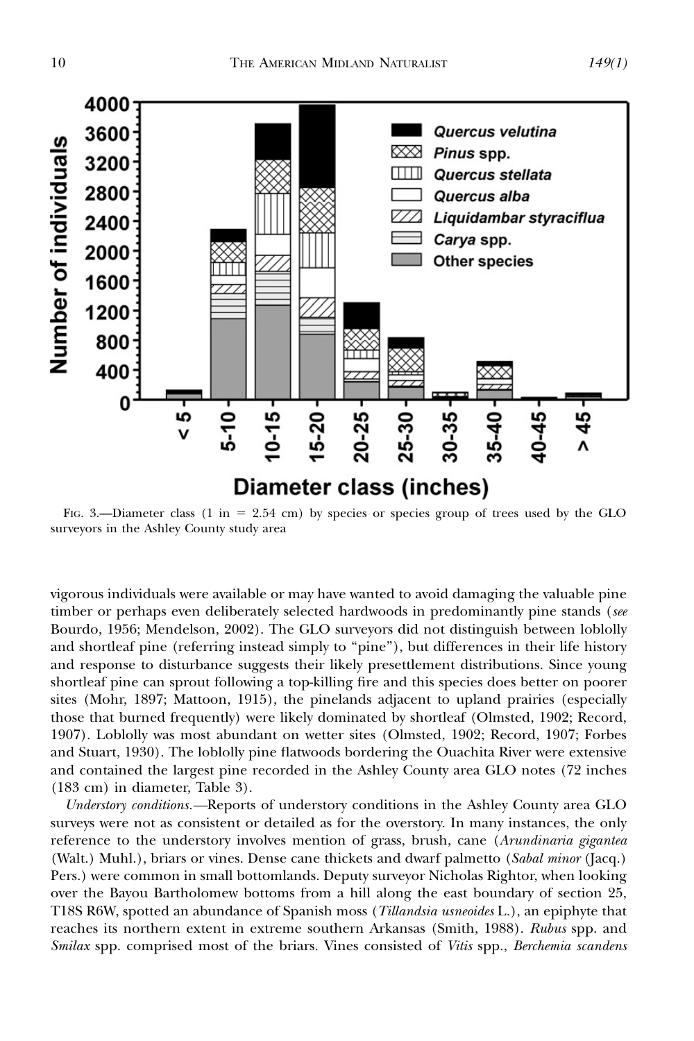FIG. 3.—Diameter class (1 in = 2.54 cm) by species or species group of trees used by the GLO surveyors in the Ashley County study area

vigorous individuals were available or may have wanted to avoid damaging the valuable pine timber or perhaps even deliberately selected hardwoods in predominantly pine stands (*see* Bourdo, 1956; Mendelson, 2002). The GLO surveyors did not distinguish between loblolly and shortleaf pine (referring instead simply to "pine"), but differences in their life history and response to disturbance suggests their likely presettlement distributions. Since young shortleaf pine can sprout following a top-killing fire and this species does better on poorer sites (Mohr, 1897; Mattoon, 1915), the pinelands adjacent to upland prairies (especially those that burned frequently) were likely dominated by shortleaf (Olmsted, 1902; Record, 1907). Loblolly was most abundant on wetter sites (Olmsted, 1902; Record, 1907; Forbes and Stuart, 1930). The loblolly pine flatwoods bordering the Ouachita River were extensive and contained the largest pine recorded in the Ashley County area GLO notes (72 inches (183 cm) in diameter, Table 3).

*Understory conditions.*—Reports of understory conditions in the Ashley County area GLO surveys were not as consistent or detailed as for the overstory. In many instances, the only reference to the understory involves mention of grass, brush, cane (*Arundinaria gigantea* (Walt.) Muhl.), briars or vines. Dense cane thickets and dwarf palmetto (*Sabal minor* (Jacq.) Pers.) were common in small bottomlands. Deputy surveyor Nicholas Rightor, when looking over the Bayou Bartholomew bottoms from a hill along the east boundary of section 25, T18S R6W, spotted an abundance of Spanish moss (*Tillandsia usneoides* L.), an epiphyte that reaches its northern extent in extreme southern Arkansas (Smith, 1988). *Rubus* spp. and *Smilax* spp. comprised most of the briars. Vines consisted of *Vitis* spp., *Berchemia scandens*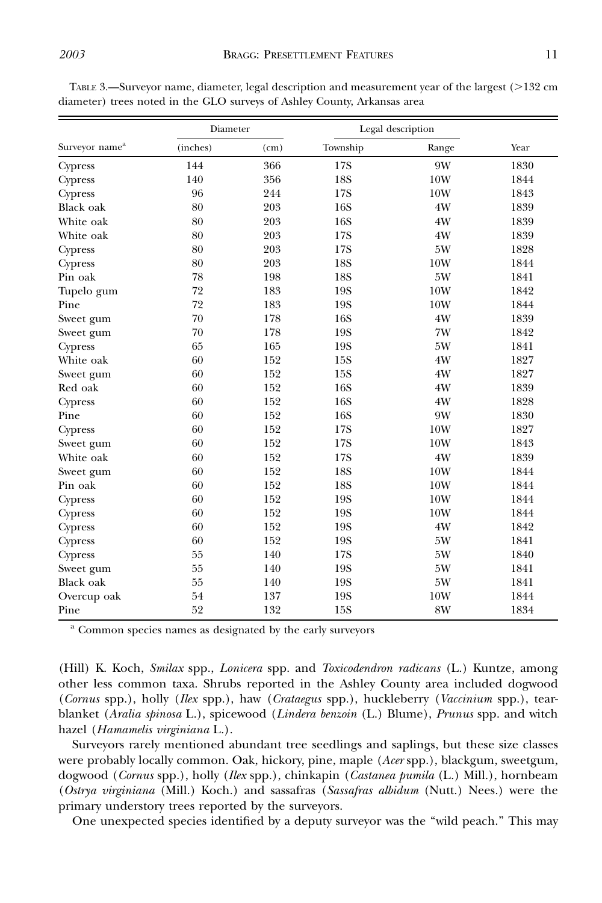TABLE 3.—Surveyor name, diameter, legal description and measurement year of the largest (>132 cm diameter) trees noted in the GLO surveys of Ashley County, Arkansas area

| Surveyor name[a] | Diameter | | Legal description | | Year |
|---|---|---|---|---|---|
| | (inches) | (cm) | Township | Range | |
| Cypress | 144 | 366 | 17S | 9W | 1830 |
| Cypress | 140 | 356 | 18S | 10W | 1844 |
| Cypress | 96 | 244 | 17S | 10W | 1843 |
| Black oak | 80 | 203 | 16S | 4W | 1839 |
| White oak | 80 | 203 | 16S | 4W | 1839 |
| White oak | 80 | 203 | 17S | 4W | 1839 |
| Cypress | 80 | 203 | 17S | 5W | 1828 |
| Cypress | 80 | 203 | 18S | 10W | 1844 |
| Pin oak | 78 | 198 | 18S | 5W | 1841 |
| Tupelo gum | 72 | 183 | 19S | 10W | 1842 |
| Pine | 72 | 183 | 19S | 10W | 1844 |
| Sweet gum | 70 | 178 | 16S | 4W | 1839 |
| Sweet gum | 70 | 178 | 19S | 7W | 1842 |
| Cypress | 65 | 165 | 19S | 5W | 1841 |
| White oak | 60 | 152 | 15S | 4W | 1827 |
| Sweet gum | 60 | 152 | 15S | 4W | 1827 |
| Red oak | 60 | 152 | 16S | 4W | 1839 |
| Cypress | 60 | 152 | 16S | 4W | 1828 |
| Pine | 60 | 152 | 16S | 9W | 1830 |
| Cypress | 60 | 152 | 17S | 10W | 1827 |
| Sweet gum | 60 | 152 | 17S | 10W | 1843 |
| White oak | 60 | 152 | 17S | 4W | 1839 |
| Sweet gum | 60 | 152 | 18S | 10W | 1844 |
| Pin oak | 60 | 152 | 18S | 10W | 1844 |
| Cypress | 60 | 152 | 19S | 10W | 1844 |
| Cypress | 60 | 152 | 19S | 10W | 1844 |
| Cypress | 60 | 152 | 19S | 4W | 1842 |
| Cypress | 60 | 152 | 19S | 5W | 1841 |
| Cypress | 55 | 140 | 17S | 5W | 1840 |
| Sweet gum | 55 | 140 | 19S | 5W | 1841 |
| Black oak | 55 | 140 | 19S | 5W | 1841 |
| Overcup oak | 54 | 137 | 19S | 10W | 1844 |
| Pine | 52 | 132 | 15S | 8W | 1834 |

[a] Common species names as designated by the early surveyors

(Hill) K. Koch, *Smilax* spp., *Lonicera* spp. and *Toxicodendron radicans* (L.) Kuntze, among other less common taxa. Shrubs reported in the Ashley County area included dogwood (*Cornus* spp.), holly (*Ilex* spp.), haw (*Crataegus* spp.), huckleberry (*Vaccinium* spp.), tear-blanket (*Aralia spinosa* L.), spicewood (*Lindera benzoin* (L.) Blume), *Prunus* spp. and witch hazel (*Hamamelis virginiana* L.).

Surveyors rarely mentioned abundant tree seedlings and saplings, but these size classes were probably locally common. Oak, hickory, pine, maple (*Acer* spp.), blackgum, sweetgum, dogwood (*Cornus* spp.), holly (*Ilex* spp.), chinkapin (*Castanea pumila* (L.) Mill.), hornbeam (*Ostrya virginiana* (Mill.) Koch.) and sassafras (*Sassafras albidum* (Nutt.) Nees.) were the primary understory trees reported by the surveyors.

One unexpected species identified by a deputy surveyor was the "wild peach." This may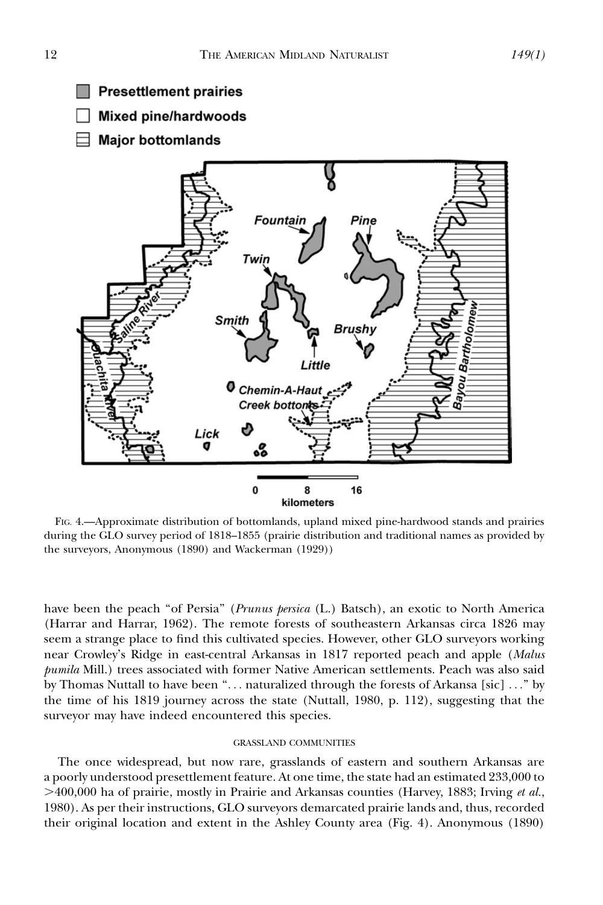FIG. 4.—Approximate distribution of bottomlands, upland mixed pine-hardwood stands and prairies during the GLO survey period of 1818–1855 (prairie distribution and traditional names as provided by the surveyors, Anonymous (1890) and Wackerman (1929))

have been the peach "of Persia" (*Prunus persica* (L.) Batsch), an exotic to North America (Harrar and Harrar, 1962). The remote forests of southeastern Arkansas circa 1826 may seem a strange place to find this cultivated species. However, other GLO surveyors working near Crowley's Ridge in east-central Arkansas in 1817 reported peach and apple (*Malus pumila* Mill.) trees associated with former Native American settlements. Peach was also said by Thomas Nuttall to have been ". . . naturalized through the forests of Arkansa [sic] . . ." by the time of his 1819 journey across the state (Nuttall, 1980, p. 112), suggesting that the surveyor may have indeed encountered this species.

## GRASSLAND COMMUNITIES

The once widespread, but now rare, grasslands of eastern and southern Arkansas are a poorly understood presettlement feature. At one time, the state had an estimated 233,000 to >400,000 ha of prairie, mostly in Prairie and Arkansas counties (Harvey, 1883; Irving *et al.*, 1980). As per their instructions, GLO surveyors demarcated prairie lands and, thus, recorded their original location and extent in the Ashley County area (Fig. 4). Anonymous (1890)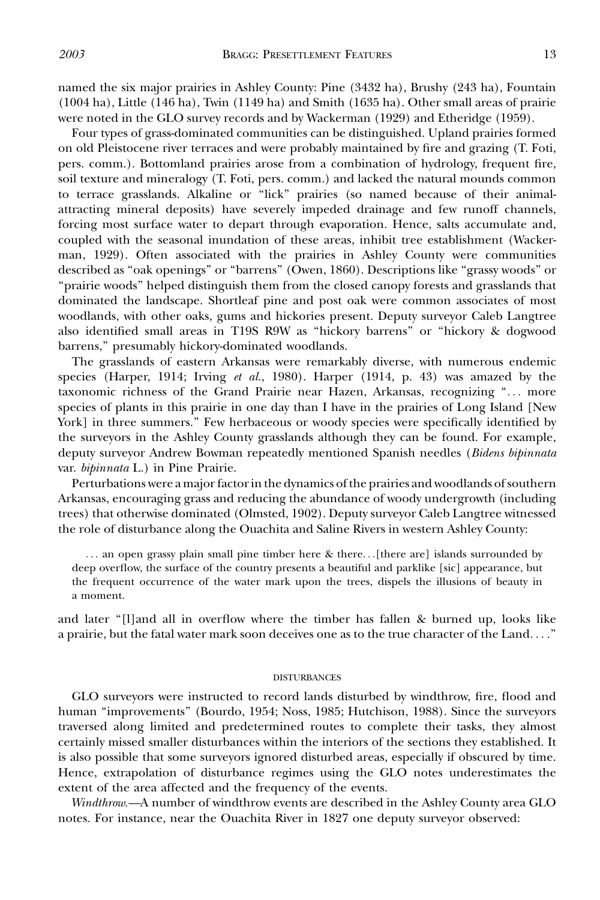named the six major prairies in Ashley County: Pine (3432 ha), Brushy (243 ha), Fountain (1004 ha), Little (146 ha), Twin (1149 ha) and Smith (1635 ha). Other small areas of prairie were noted in the GLO survey records and by Wackerman (1929) and Etheridge (1959).

Four types of grass-dominated communities can be distinguished. Upland prairies formed on old Pleistocene river terraces and were probably maintained by fire and grazing (T. Foti, pers. comm.). Bottomland prairies arose from a combination of hydrology, frequent fire, soil texture and mineralogy (T. Foti, pers. comm.) and lacked the natural mounds common to terrace grasslands. Alkaline or "lick" prairies (so named because of their animal-attracting mineral deposits) have severely impeded drainage and few runoff channels, forcing most surface water to depart through evaporation. Hence, salts accumulate and, coupled with the seasonal inundation of these areas, inhibit tree establishment (Wackerman, 1929). Often associated with the prairies in Ashley County were communities described as "oak openings" or "barrens" (Owen, 1860). Descriptions like "grassy woods" or "prairie woods" helped distinguish them from the closed canopy forests and grasslands that dominated the landscape. Shortleaf pine and post oak were common associates of most woodlands, with other oaks, gums and hickories present. Deputy surveyor Caleb Langtree also identified small areas in T19S R9W as "hickory barrens" or "hickory & dogwood barrens," presumably hickory-dominated woodlands.

The grasslands of eastern Arkansas were remarkably diverse, with numerous endemic species (Harper, 1914; Irving *et al.*, 1980). Harper (1914, p. 43) was amazed by the taxonomic richness of the Grand Prairie near Hazen, Arkansas, recognizing "... more species of plants in this prairie in one day than I have in the prairies of Long Island [New York] in three summers." Few herbaceous or woody species were specifically identified by the surveyors in the Ashley County grasslands although they can be found. For example, deputy surveyor Andrew Bowman repeatedly mentioned Spanish needles (*Bidens bipinnata* var. *bipinnata* L.) in Pine Prairie.

Perturbations were a major factor in the dynamics of the prairies and woodlands of southern Arkansas, encouraging grass and reducing the abundance of woody undergrowth (including trees) that otherwise dominated (Olmsted, 1902). Deputy surveyor Caleb Langtree witnessed the role of disturbance along the Ouachita and Saline Rivers in western Ashley County:

> ... an open grassy plain small pine timber here & there...[there are] islands surrounded by deep overflow, the surface of the country presents a beautiful and parklike [sic] appearance, but the frequent occurrence of the water mark upon the trees, dispels the illusions of beauty in a moment.

and later "[l]and all in overflow where the timber has fallen & burned up, looks like a prairie, but the fatal water mark soon deceives one as to the true character of the Land...."

## DISTURBANCES

GLO surveyors were instructed to record lands disturbed by windthrow, fire, flood and human "improvements" (Bourdo, 1954; Noss, 1985; Hutchison, 1988). Since the surveyors traversed along limited and predetermined routes to complete their tasks, they almost certainly missed smaller disturbances within the interiors of the sections they established. It is also possible that some surveyors ignored disturbed areas, especially if obscured by time. Hence, extrapolation of disturbance regimes using the GLO notes underestimates the extent of the area affected and the frequency of the events.

*Windthrow.*—A number of windthrow events are described in the Ashley County area GLO notes. For instance, near the Ouachita River in 1827 one deputy surveyor observed: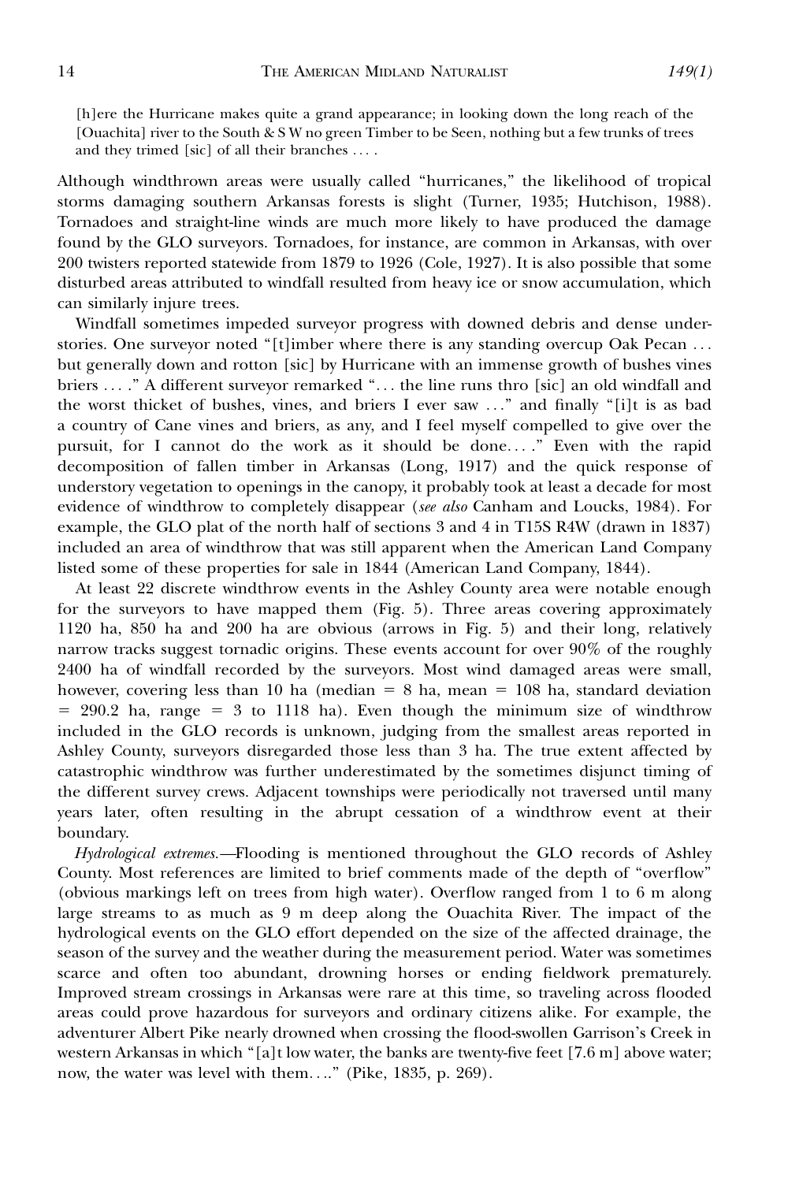> [h]ere the Hurricane makes quite a grand appearance; in looking down the long reach of the [Ouachita] river to the South & S W no green Timber to be Seen, nothing but a few trunks of trees and they trimed [sic] of all their branches . . . .

Although windthrown areas were usually called "hurricanes," the likelihood of tropical storms damaging southern Arkansas forests is slight (Turner, 1935; Hutchison, 1988). Tornadoes and straight-line winds are much more likely to have produced the damage found by the GLO surveyors. Tornadoes, for instance, are common in Arkansas, with over 200 twisters reported statewide from 1879 to 1926 (Cole, 1927). It is also possible that some disturbed areas attributed to windfall resulted from heavy ice or snow accumulation, which can similarly injure trees.

Windfall sometimes impeded surveyor progress with downed debris and dense understories. One surveyor noted "[t]imber where there is any standing overcup Oak Pecan . . . but generally down and rotton [sic] by Hurricane with an immense growth of bushes vines briers . . . ." A different surveyor remarked ". . . the line runs thro [sic] an old windfall and the worst thicket of bushes, vines, and briers I ever saw . . ." and finally "[i]t is as bad a country of Cane vines and briers, as any, and I feel myself compelled to give over the pursuit, for I cannot do the work as it should be done. . . ." Even with the rapid decomposition of fallen timber in Arkansas (Long, 1917) and the quick response of understory vegetation to openings in the canopy, it probably took at least a decade for most evidence of windthrow to completely disappear (*see also* Canham and Loucks, 1984). For example, the GLO plat of the north half of sections 3 and 4 in T15S R4W (drawn in 1837) included an area of windthrow that was still apparent when the American Land Company listed some of these properties for sale in 1844 (American Land Company, 1844).

At least 22 discrete windthrow events in the Ashley County area were notable enough for the surveyors to have mapped them (Fig. 5). Three areas covering approximately 1120 ha, 850 ha and 200 ha are obvious (arrows in Fig. 5) and their long, relatively narrow tracks suggest tornadic origins. These events account for over 90% of the roughly 2400 ha of windfall recorded by the surveyors. Most wind damaged areas were small, however, covering less than 10 ha (median = 8 ha, mean = 108 ha, standard deviation = 290.2 ha, range = 3 to 1118 ha). Even though the minimum size of windthrow included in the GLO records is unknown, judging from the smallest areas reported in Ashley County, surveyors disregarded those less than 3 ha. The true extent affected by catastrophic windthrow was further underestimated by the sometimes disjunct timing of the different survey crews. Adjacent townships were periodically not traversed until many years later, often resulting in the abrupt cessation of a windthrow event at their boundary.

*Hydrological extremes.*—Flooding is mentioned throughout the GLO records of Ashley County. Most references are limited to brief comments made of the depth of "overflow" (obvious markings left on trees from high water). Overflow ranged from 1 to 6 m along large streams to as much as 9 m deep along the Ouachita River. The impact of the hydrological events on the GLO effort depended on the size of the affected drainage, the season of the survey and the weather during the measurement period. Water was sometimes scarce and often too abundant, drowning horses or ending fieldwork prematurely. Improved stream crossings in Arkansas were rare at this time, so traveling across flooded areas could prove hazardous for surveyors and ordinary citizens alike. For example, the adventurer Albert Pike nearly drowned when crossing the flood-swollen Garrison's Creek in western Arkansas in which "[a]t low water, the banks are twenty-five feet [7.6 m] above water; now, the water was level with them. . .." (Pike, 1835, p. 269).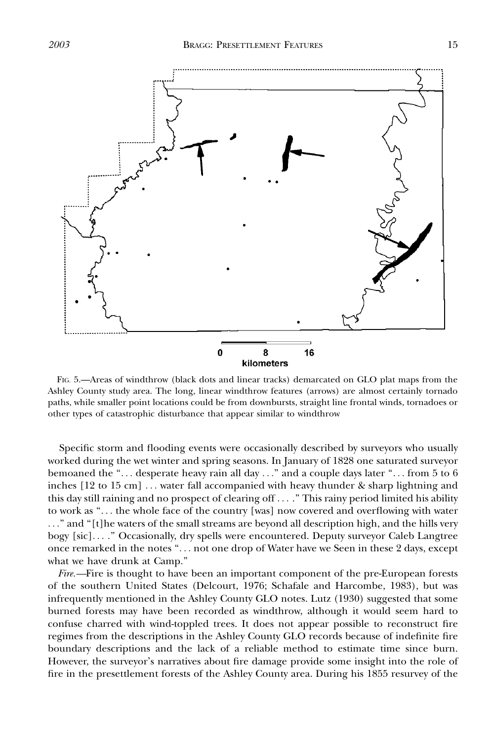FIG. 5.—Areas of windthrow (black dots and linear tracks) demarcated on GLO plat maps from the Ashley County study area. The long, linear windthrow features (arrows) are almost certainly tornado paths, while smaller point locations could be from downbursts, straight line frontal winds, tornadoes or other types of catastrophic disturbance that appear similar to windthrow

Specific storm and flooding events were occasionally described by surveyors who usually worked during the wet winter and spring seasons. In January of 1828 one saturated surveyor bemoaned the "... desperate heavy rain all day ..." and a couple days later "... from 5 to 6 inches [12 to 15 cm] ... water fall accompanied with heavy thunder & sharp lightning and this day still raining and no prospect of clearing off ... ." This rainy period limited his ability to work as "... the whole face of the country [was] now covered and overflowing with water ..." and "[t]he waters of the small streams are beyond all description high, and the hills very bogy [sic]... ." Occasionally, dry spells were encountered. Deputy surveyor Caleb Langtree once remarked in the notes "... not one drop of Water have we Seen in these 2 days, except what we have drunk at Camp."

*Fire.*—Fire is thought to have been an important component of the pre-European forests of the southern United States (Delcourt, 1976; Schafale and Harcombe, 1983), but was infrequently mentioned in the Ashley County GLO notes. Lutz (1930) suggested that some burned forests may have been recorded as windthrow, although it would seem hard to confuse charred with wind-toppled trees. It does not appear possible to reconstruct fire regimes from the descriptions in the Ashley County GLO records because of indefinite fire boundary descriptions and the lack of a reliable method to estimate time since burn. However, the surveyor's narratives about fire damage provide some insight into the role of fire in the presettlement forests of the Ashley County area. During his 1855 resurvey of the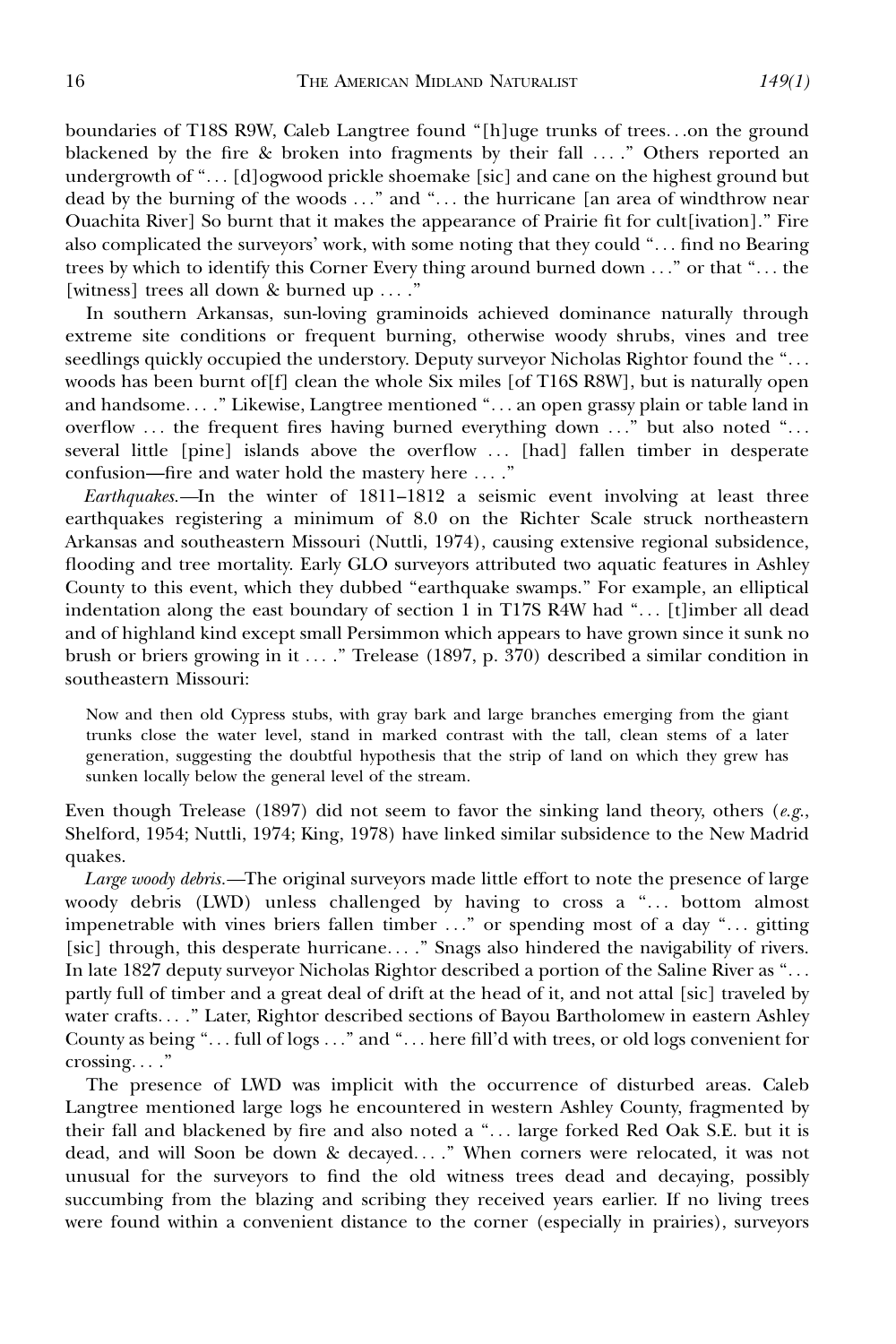boundaries of T18S R9W, Caleb Langtree found "[h]uge trunks of trees...on the ground blackened by the fire & broken into fragments by their fall . . . ." Others reported an undergrowth of ". . . [d]ogwood prickle shoemake [sic] and cane on the highest ground but dead by the burning of the woods . . ." and ". . . the hurricane [an area of windthrow near Ouachita River] So burnt that it makes the appearance of Prairie fit for cult[ivation]." Fire also complicated the surveyors' work, with some noting that they could ". . . find no Bearing trees by which to identify this Corner Every thing around burned down . . ." or that ". . . the [witness] trees all down & burned up . . . ."

In southern Arkansas, sun-loving graminoids achieved dominance naturally through extreme site conditions or frequent burning, otherwise woody shrubs, vines and tree seedlings quickly occupied the understory. Deputy surveyor Nicholas Rightor found the ". . . woods has been burnt of[f] clean the whole Six miles [of T16S R8W], but is naturally open and handsome. . . ." Likewise, Langtree mentioned ". . . an open grassy plain or table land in overflow . . . the frequent fires having burned everything down . . ." but also noted ". . . several little [pine] islands above the overflow . . . [had] fallen timber in desperate confusion—fire and water hold the mastery here . . . ."

*Earthquakes.*—In the winter of 1811–1812 a seismic event involving at least three earthquakes registering a minimum of 8.0 on the Richter Scale struck northeastern Arkansas and southeastern Missouri (Nuttli, 1974), causing extensive regional subsidence, flooding and tree mortality. Early GLO surveyors attributed two aquatic features in Ashley County to this event, which they dubbed "earthquake swamps." For example, an elliptical indentation along the east boundary of section 1 in T17S R4W had ". . . [t]imber all dead and of highland kind except small Persimmon which appears to have grown since it sunk no brush or briers growing in it . . . ." Trelease (1897, p. 370) described a similar condition in southeastern Missouri:

> Now and then old Cypress stubs, with gray bark and large branches emerging from the giant trunks close the water level, stand in marked contrast with the tall, clean stems of a later generation, suggesting the doubtful hypothesis that the strip of land on which they grew has sunken locally below the general level of the stream.

Even though Trelease (1897) did not seem to favor the sinking land theory, others (*e.g.*, Shelford, 1954; Nuttli, 1974; King, 1978) have linked similar subsidence to the New Madrid quakes.

*Large woody debris.*—The original surveyors made little effort to note the presence of large woody debris (LWD) unless challenged by having to cross a ". . . bottom almost impenetrable with vines briers fallen timber . . ." or spending most of a day ". . . gitting [sic] through, this desperate hurricane. . . ." Snags also hindered the navigability of rivers. In late 1827 deputy surveyor Nicholas Rightor described a portion of the Saline River as ". . . partly full of timber and a great deal of drift at the head of it, and not attal [sic] traveled by water crafts. . . ." Later, Rightor described sections of Bayou Bartholomew in eastern Ashley County as being ". . . full of logs . . ." and ". . . here fill'd with trees, or old logs convenient for crossing. . . ."

The presence of LWD was implicit with the occurrence of disturbed areas. Caleb Langtree mentioned large logs he encountered in western Ashley County, fragmented by their fall and blackened by fire and also noted a ". . . large forked Red Oak S.E. but it is dead, and will Soon be down & decayed. . . ." When corners were relocated, it was not unusual for the surveyors to find the old witness trees dead and decaying, possibly succumbing from the blazing and scribing they received years earlier. If no living trees were found within a convenient distance to the corner (especially in prairies), surveyors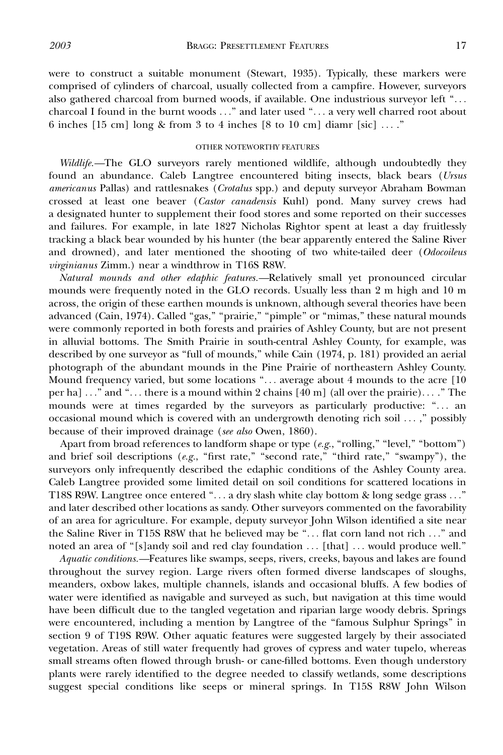were to construct a suitable monument (Stewart, 1935). Typically, these markers were comprised of cylinders of charcoal, usually collected from a campfire. However, surveyors also gathered charcoal from burned woods, if available. One industrious surveyor left "... charcoal I found in the burnt woods ..." and later used "... a very well charred root about 6 inches [15 cm] long & from 3 to 4 inches [8 to 10 cm] diamr [sic] ... ."

## OTHER NOTEWORTHY FEATURES

*Wildlife.*—The GLO surveyors rarely mentioned wildlife, although undoubtedly they found an abundance. Caleb Langtree encountered biting insects, black bears (*Ursus americanus* Pallas) and rattlesnakes (*Crotalus* spp.) and deputy surveyor Abraham Bowman crossed at least one beaver (*Castor canadensis* Kuhl) pond. Many survey crews had a designated hunter to supplement their food stores and some reported on their successes and failures. For example, in late 1827 Nicholas Rightor spent at least a day fruitlessly tracking a black bear wounded by his hunter (the bear apparently entered the Saline River and drowned), and later mentioned the shooting of two white-tailed deer (*Odocoileus virginianus* Zimm.) near a windthrow in T16S R8W.

*Natural mounds and other edaphic features.*—Relatively small yet pronounced circular mounds were frequently noted in the GLO records. Usually less than 2 m high and 10 m across, the origin of these earthen mounds is unknown, although several theories have been advanced (Cain, 1974). Called "gas," "prairie," "pimple" or "mimas," these natural mounds were commonly reported in both forests and prairies of Ashley County, but are not present in alluvial bottoms. The Smith Prairie in south-central Ashley County, for example, was described by one surveyor as "full of mounds," while Cain (1974, p. 181) provided an aerial photograph of the abundant mounds in the Pine Prairie of northeastern Ashley County. Mound frequency varied, but some locations "... average about 4 mounds to the acre [10 per ha] ..." and "... there is a mound within 2 chains [40 m] (all over the prairie)... ." The mounds were at times regarded by the surveyors as particularly productive: "... an occasional mound which is covered with an undergrowth denoting rich soil ... ," possibly because of their improved drainage (*see also* Owen, 1860).

Apart from broad references to landform shape or type (*e.g.*, "rolling," "level," "bottom") and brief soil descriptions (*e.g.*, "first rate," "second rate," "third rate," "swampy"), the surveyors only infrequently described the edaphic conditions of the Ashley County area. Caleb Langtree provided some limited detail on soil conditions for scattered locations in T18S R9W. Langtree once entered "... a dry slash white clay bottom & long sedge grass ..." and later described other locations as sandy. Other surveyors commented on the favorability of an area for agriculture. For example, deputy surveyor John Wilson identified a site near the Saline River in T15S R8W that he believed may be "... flat corn land not rich ..." and noted an area of "[s]andy soil and red clay foundation ... [that] ... would produce well."

*Aquatic conditions.*—Features like swamps, seeps, rivers, creeks, bayous and lakes are found throughout the survey region. Large rivers often formed diverse landscapes of sloughs, meanders, oxbow lakes, multiple channels, islands and occasional bluffs. A few bodies of water were identified as navigable and surveyed as such, but navigation at this time would have been difficult due to the tangled vegetation and riparian large woody debris. Springs were encountered, including a mention by Langtree of the "famous Sulphur Springs" in section 9 of T19S R9W. Other aquatic features were suggested largely by their associated vegetation. Areas of still water frequently had groves of cypress and water tupelo, whereas small streams often flowed through brush- or cane-filled bottoms. Even though understory plants were rarely identified to the degree needed to classify wetlands, some descriptions suggest special conditions like seeps or mineral springs. In T15S R8W John Wilson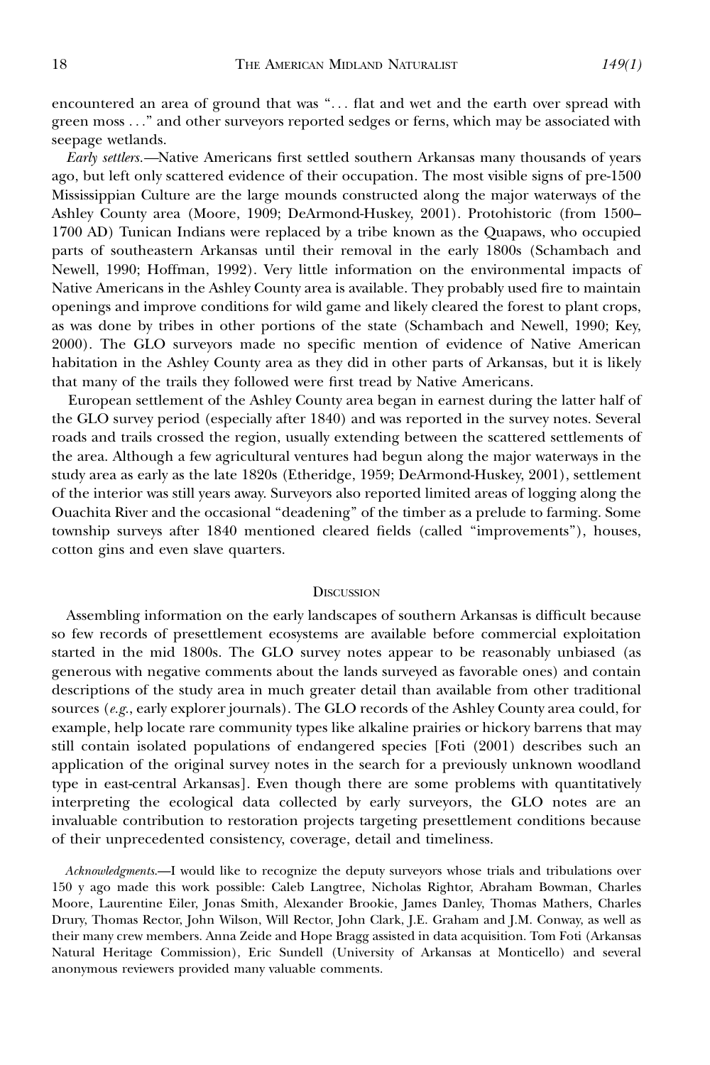encountered an area of ground that was "… flat and wet and the earth over spread with green moss …" and other surveyors reported sedges or ferns, which may be associated with seepage wetlands.

*Early settlers.*—Native Americans first settled southern Arkansas many thousands of years ago, but left only scattered evidence of their occupation. The most visible signs of pre-1500 Mississippian Culture are the large mounds constructed along the major waterways of the Ashley County area (Moore, 1909; DeArmond-Huskey, 2001). Protohistoric (from 1500–1700 AD) Tunican Indians were replaced by a tribe known as the Quapaws, who occupied parts of southeastern Arkansas until their removal in the early 1800s (Schambach and Newell, 1990; Hoffman, 1992). Very little information on the environmental impacts of Native Americans in the Ashley County area is available. They probably used fire to maintain openings and improve conditions for wild game and likely cleared the forest to plant crops, as was done by tribes in other portions of the state (Schambach and Newell, 1990; Key, 2000). The GLO surveyors made no specific mention of evidence of Native American habitation in the Ashley County area as they did in other parts of Arkansas, but it is likely that many of the trails they followed were first tread by Native Americans.

European settlement of the Ashley County area began in earnest during the latter half of the GLO survey period (especially after 1840) and was reported in the survey notes. Several roads and trails crossed the region, usually extending between the scattered settlements of the area. Although a few agricultural ventures had begun along the major waterways in the study area as early as the late 1820s (Etheridge, 1959; DeArmond-Huskey, 2001), settlement of the interior was still years away. Surveyors also reported limited areas of logging along the Ouachita River and the occasional "deadening" of the timber as a prelude to farming. Some township surveys after 1840 mentioned cleared fields (called "improvements"), houses, cotton gins and even slave quarters.

## Discussion

Assembling information on the early landscapes of southern Arkansas is difficult because so few records of presettlement ecosystems are available before commercial exploitation started in the mid 1800s. The GLO survey notes appear to be reasonably unbiased (as generous with negative comments about the lands surveyed as favorable ones) and contain descriptions of the study area in much greater detail than available from other traditional sources (*e.g.*, early explorer journals). The GLO records of the Ashley County area could, for example, help locate rare community types like alkaline prairies or hickory barrens that may still contain isolated populations of endangered species [Foti (2001) describes such an application of the original survey notes in the search for a previously unknown woodland type in east-central Arkansas]. Even though there are some problems with quantitatively interpreting the ecological data collected by early surveyors, the GLO notes are an invaluable contribution to restoration projects targeting presettlement conditions because of their unprecedented consistency, coverage, detail and timeliness.

*Acknowledgments.*—I would like to recognize the deputy surveyors whose trials and tribulations over 150 y ago made this work possible: Caleb Langtree, Nicholas Rightor, Abraham Bowman, Charles Moore, Laurentine Eiler, Jonas Smith, Alexander Brookie, James Danley, Thomas Mathers, Charles Drury, Thomas Rector, John Wilson, Will Rector, John Clark, J.E. Graham and J.M. Conway, as well as their many crew members. Anna Zeide and Hope Bragg assisted in data acquisition. Tom Foti (Arkansas Natural Heritage Commission), Eric Sundell (University of Arkansas at Monticello) and several anonymous reviewers provided many valuable comments.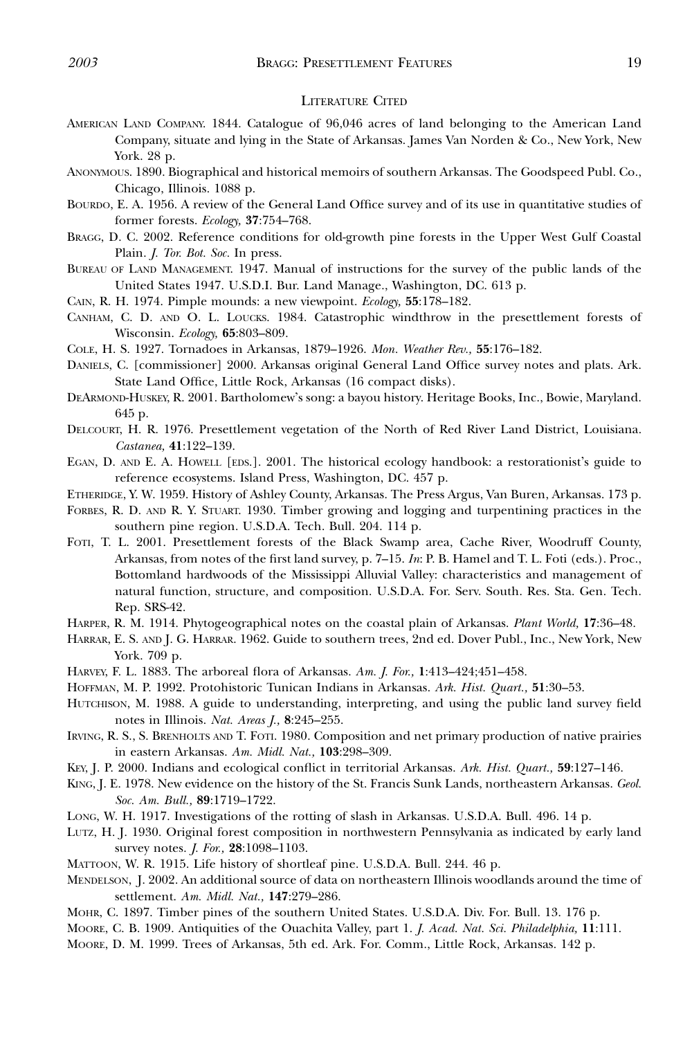## Literature Cited

- American Land Company. 1844. Catalogue of 96,046 acres of land belonging to the American Land Company, situate and lying in the State of Arkansas. James Van Norden & Co., New York, New York. 28 p.
- Anonymous. 1890. Biographical and historical memoirs of southern Arkansas. The Goodspeed Publ. Co., Chicago, Illinois. 1088 p.
- Bourdo, E. A. 1956. A review of the General Land Office survey and of its use in quantitative studies of former forests. *Ecology,* **37**:754–768.
- Bragg, D. C. 2002. Reference conditions for old-growth pine forests in the Upper West Gulf Coastal Plain. *J. Tor. Bot. Soc.* In press.
- Bureau of Land Management. 1947. Manual of instructions for the survey of the public lands of the United States 1947. U.S.D.I. Bur. Land Manage., Washington, DC. 613 p.
- Cain, R. H. 1974. Pimple mounds: a new viewpoint. *Ecology,* **55**:178–182.
- Canham, C. D. and O. L. Loucks. 1984. Catastrophic windthrow in the presettlement forests of Wisconsin. *Ecology,* **65**:803–809.
- Cole, H. S. 1927. Tornadoes in Arkansas, 1879–1926. *Mon. Weather Rev.,* **55**:176–182.
- Daniels, C. [commissioner] 2000. Arkansas original General Land Office survey notes and plats. Ark. State Land Office, Little Rock, Arkansas (16 compact disks).
- DeArmond-Huskey, R. 2001. Bartholomew's song: a bayou history. Heritage Books, Inc., Bowie, Maryland. 645 p.
- Delcourt, H. R. 1976. Presettlement vegetation of the North of Red River Land District, Louisiana. *Castanea,* **41**:122–139.
- Egan, D. and E. A. Howell [eds.]. 2001. The historical ecology handbook: a restorationist's guide to reference ecosystems. Island Press, Washington, DC. 457 p.
- Etheridge, Y. W. 1959. History of Ashley County, Arkansas. The Press Argus, Van Buren, Arkansas. 173 p.
- Forbes, R. D. and R. Y. Stuart. 1930. Timber growing and logging and turpentining practices in the southern pine region. U.S.D.A. Tech. Bull. 204. 114 p.
- Foti, T. L. 2001. Presettlement forests of the Black Swamp area, Cache River, Woodruff County, Arkansas, from notes of the first land survey, p. 7–15. *In*: P. B. Hamel and T. L. Foti (eds.). Proc., Bottomland hardwoods of the Mississippi Alluvial Valley: characteristics and management of natural function, structure, and composition. U.S.D.A. For. Serv. South. Res. Sta. Gen. Tech. Rep. SRS-42.
- Harper, R. M. 1914. Phytogeographical notes on the coastal plain of Arkansas. *Plant World,* **17**:36–48.
- Harrar, E. S. and J. G. Harrar. 1962. Guide to southern trees, 2nd ed. Dover Publ., Inc., New York, New York. 709 p.
- Harvey, F. L. 1883. The arboreal flora of Arkansas. *Am. J. For.,* **1**:413–424;451–458.
- Hoffman, M. P. 1992. Protohistoric Tunican Indians in Arkansas. *Ark. Hist. Quart.,* **51**:30–53.
- Hutchison, M. 1988. A guide to understanding, interpreting, and using the public land survey field notes in Illinois. *Nat. Areas J.,* **8**:245–255.
- Irving, R. S., S. Brenholts and T. Foti. 1980. Composition and net primary production of native prairies in eastern Arkansas. *Am. Midl. Nat.,* **103**:298–309.
- Key, J. P. 2000. Indians and ecological conflict in territorial Arkansas. *Ark. Hist. Quart.,* **59**:127–146.
- King, J. E. 1978. New evidence on the history of the St. Francis Sunk Lands, northeastern Arkansas. *Geol. Soc. Am. Bull.,* **89**:1719–1722.
- Long, W. H. 1917. Investigations of the rotting of slash in Arkansas. U.S.D.A. Bull. 496. 14 p.
- Lutz, H. J. 1930. Original forest composition in northwestern Pennsylvania as indicated by early land survey notes. *J. For.,* **28**:1098–1103.
- Mattoon, W. R. 1915. Life history of shortleaf pine. U.S.D.A. Bull. 244. 46 p.
- Mendelson, J. 2002. An additional source of data on northeastern Illinois woodlands around the time of settlement. *Am. Midl. Nat.,* **147**:279–286.
- Mohr, C. 1897. Timber pines of the southern United States. U.S.D.A. Div. For. Bull. 13. 176 p.
- Moore, C. B. 1909. Antiquities of the Ouachita Valley, part 1. *J. Acad. Nat. Sci. Philadelphia,* **11**:111.
- Moore, D. M. 1999. Trees of Arkansas, 5th ed. Ark. For. Comm., Little Rock, Arkansas. 142 p.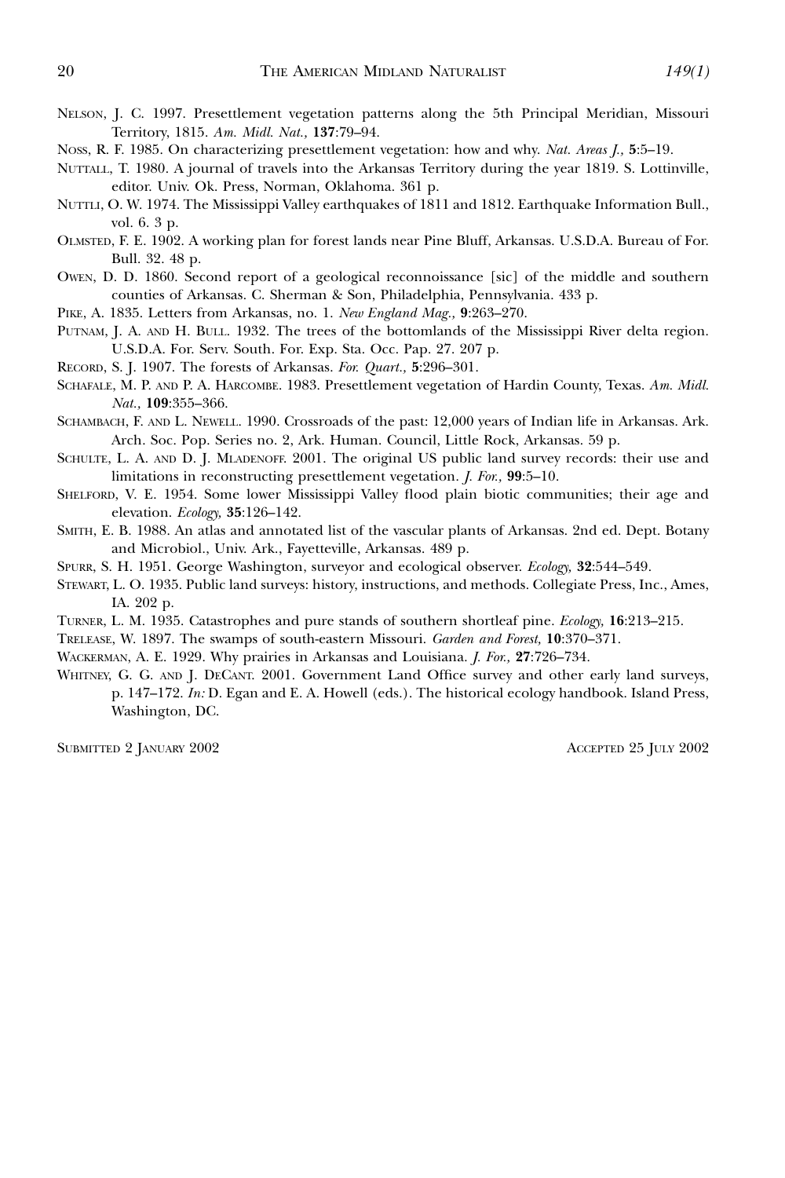Nelson, J. C. 1997. Presettlement vegetation patterns along the 5th Principal Meridian, Missouri Territory, 1815. *Am. Midl. Nat.,* **137**:79–94.

Noss, R. F. 1985. On characterizing presettlement vegetation: how and why. *Nat. Areas J.,* **5**:5–19.

Nuttall, T. 1980. A journal of travels into the Arkansas Territory during the year 1819. S. Lottinville, editor. Univ. Ok. Press, Norman, Oklahoma. 361 p.

Nuttli, O. W. 1974. The Mississippi Valley earthquakes of 1811 and 1812. Earthquake Information Bull., vol. 6. 3 p.

Olmsted, F. E. 1902. A working plan for forest lands near Pine Bluff, Arkansas. U.S.D.A. Bureau of For. Bull. 32. 48 p.

Owen, D. D. 1860. Second report of a geological reconnoissance [sic] of the middle and southern counties of Arkansas. C. Sherman & Son, Philadelphia, Pennsylvania. 433 p.

Pike, A. 1835. Letters from Arkansas, no. 1. *New England Mag.,* **9**:263–270.

Putnam, J. A. and H. Bull. 1932. The trees of the bottomlands of the Mississippi River delta region. U.S.D.A. For. Serv. South. For. Exp. Sta. Occ. Pap. 27. 207 p.

Record, S. J. 1907. The forests of Arkansas. *For. Quart.,* **5**:296–301.

Schafale, M. P. and P. A. Harcombe. 1983. Presettlement vegetation of Hardin County, Texas. *Am. Midl. Nat.,* **109**:355–366.

Schambach, F. and L. Newell. 1990. Crossroads of the past: 12,000 years of Indian life in Arkansas. Ark. Arch. Soc. Pop. Series no. 2, Ark. Human. Council, Little Rock, Arkansas. 59 p.

Schulte, L. A. and D. J. Mladenoff. 2001. The original US public land survey records: their use and limitations in reconstructing presettlement vegetation. *J. For.,* **99**:5–10.

Shelford, V. E. 1954. Some lower Mississippi Valley flood plain biotic communities; their age and elevation. *Ecology,* **35**:126–142.

Smith, E. B. 1988. An atlas and annotated list of the vascular plants of Arkansas. 2nd ed. Dept. Botany and Microbiol., Univ. Ark., Fayetteville, Arkansas. 489 p.

Spurr, S. H. 1951. George Washington, surveyor and ecological observer. *Ecology,* **32**:544–549.

Stewart, L. O. 1935. Public land surveys: history, instructions, and methods. Collegiate Press, Inc., Ames, IA. 202 p.

Turner, L. M. 1935. Catastrophes and pure stands of southern shortleaf pine. *Ecology,* **16**:213–215.

Trelease, W. 1897. The swamps of south-eastern Missouri. *Garden and Forest,* **10**:370–371.

Wackerman, A. E. 1929. Why prairies in Arkansas and Louisiana. *J. For.,* **27**:726–734.

Whitney, G. G. and J. DeCant. 2001. Government Land Office survey and other early land surveys, p. 147–172. *In:* D. Egan and E. A. Howell (eds.). The historical ecology handbook. Island Press, Washington, DC.

Submitted 2 January 2002 Accepted 25 July 2002